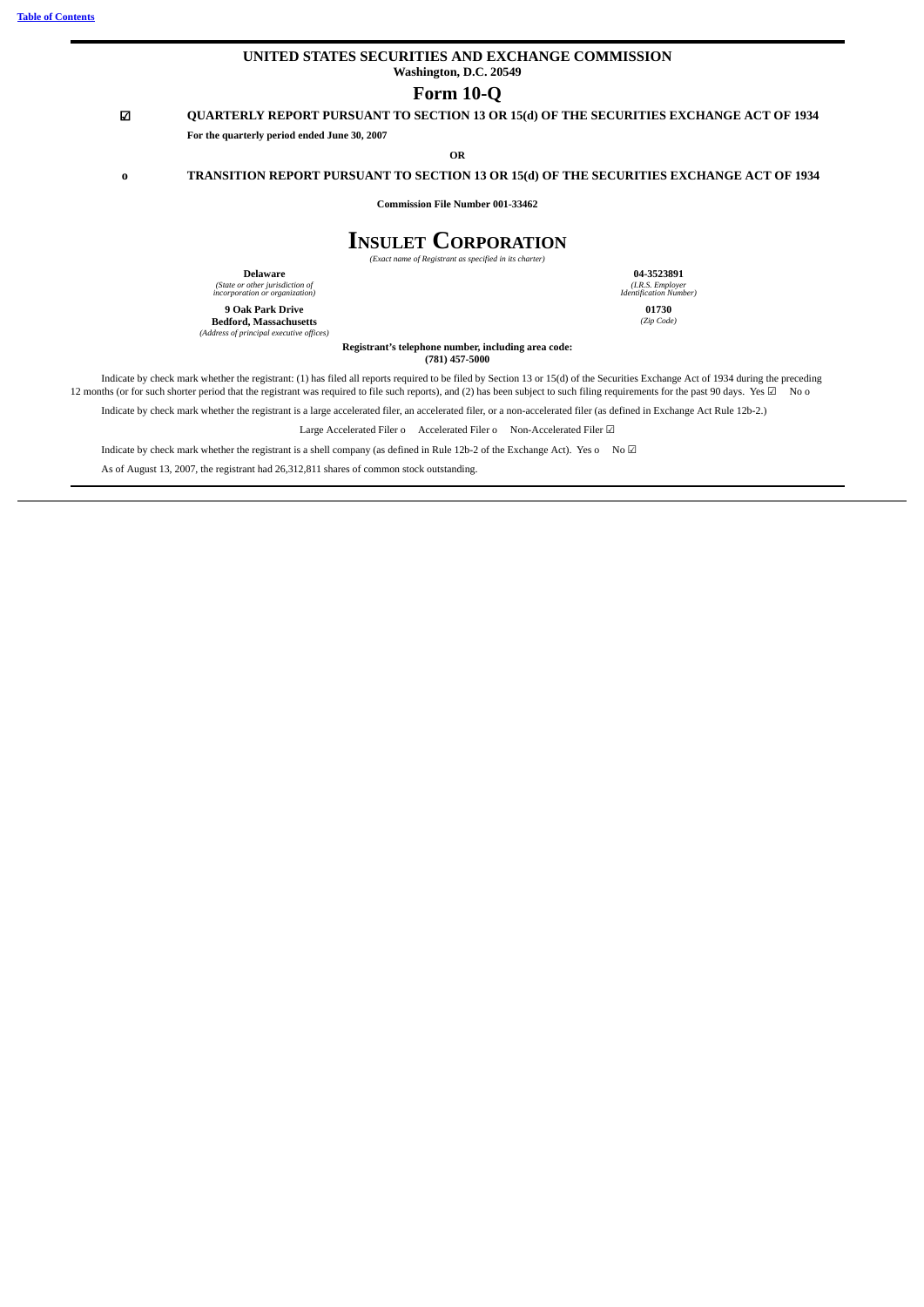# UNITED STATES SECURITIES AND EXCHANGE COMMISSION

**Washington, D.C. 20549**

# Form 10-Q

☑ **QUARTERLY REPORT PURSUANT TO SECTION 13 OR 15(d) OF THE SECURITIES EXCHANGE ACT OF 1934**

**For the quarterly period ended June 30, 2007**

**OR**

o **TRANSITION REPORT PURSUANT TO SECTION 13 OR 15(d) OF THE SECURITIES EXCHANGE ACT OF 1934**

**Commission File Number 001-33462**

# INSULET CORPORATION

*(Exact name of Registrant as specified in its charter)*

| | |
|---|---|
| **Delaware** | **04-3523891** |
| *(State or other jurisdiction of incorporation or organization)* | *(I.R.S. Employer Identification Number)* |
| **9 Oak Park Drive**<br>**Bedford, Massachusetts** | **01730** |
| *(Address of principal executive offices)* | *(Zip Code)* |

**Registrant's telephone number, including area code:**
**(781) 457-5000**

Indicate by check mark whether the registrant: (1) has filed all reports required to be filed by Section 13 or 15(d) of the Securities Exchange Act of 1934 during the preceding 12 months (or for such shorter period that the registrant was required to file such reports), and (2) has been subject to such filing requirements for the past 90 days. Yes ☑ No o

Indicate by check mark whether the registrant is a large accelerated filer, an accelerated filer, or a non-accelerated filer (as defined in Exchange Act Rule 12b-2.)

Large Accelerated Filer o Accelerated Filer o Non-Accelerated Filer ☑

Indicate by check mark whether the registrant is a shell company (as defined in Rule 12b-2 of the Exchange Act). Yes o No ☑

As of August 13, 2007, the registrant had 26,312,811 shares of common stock outstanding.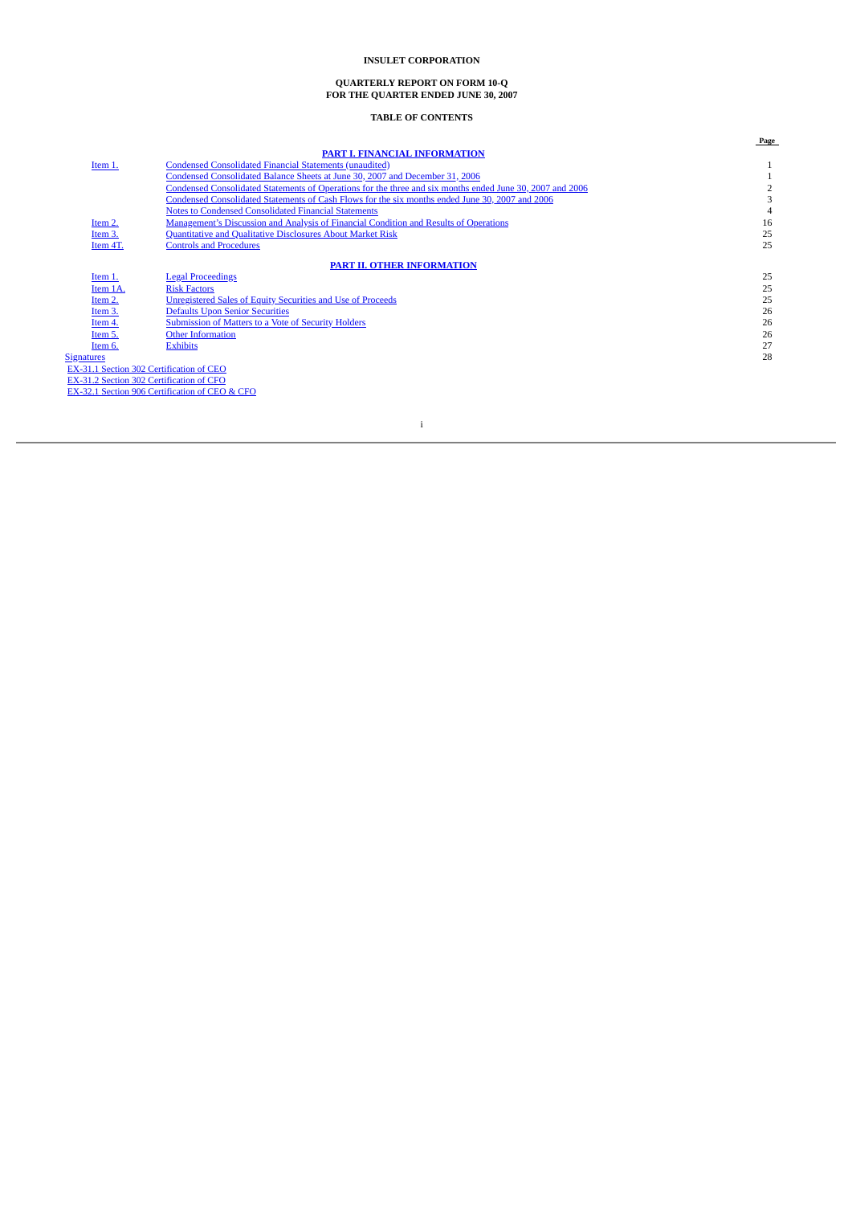**INSULET CORPORATION**

**QUARTERLY REPORT ON FORM 10-Q**
**FOR THE QUARTER ENDED JUNE 30, 2007**

**TABLE OF CONTENTS**

| | | Page |
|---|---|---|
| | **PART I. FINANCIAL INFORMATION** | |
| Item 1. | Condensed Consolidated Financial Statements (unaudited) | 1 |
| | Condensed Consolidated Balance Sheets at June 30, 2007 and December 31, 2006 | 1 |
| | Condensed Consolidated Statements of Operations for the three and six months ended June 30, 2007 and 2006 | 2 |
| | Condensed Consolidated Statements of Cash Flows for the six months ended June 30, 2007 and 2006 | 3 |
| | Notes to Condensed Consolidated Financial Statements | 4 |
| Item 2. | Management's Discussion and Analysis of Financial Condition and Results of Operations | 16 |
| Item 3. | Quantitative and Qualitative Disclosures About Market Risk | 25 |
| Item 4T. | Controls and Procedures | 25 |
| | **PART II. OTHER INFORMATION** | |
| Item 1. | Legal Proceedings | 25 |
| Item 1A. | Risk Factors | 25 |
| Item 2. | Unregistered Sales of Equity Securities and Use of Proceeds | 25 |
| Item 3. | Defaults Upon Senior Securities | 26 |
| Item 4. | Submission of Matters to a Vote of Security Holders | 26 |
| Item 5. | Other Information | 26 |
| Item 6. | Exhibits | 27 |
| Signatures | | 28 |

EX-31.1 Section 302 Certification of CEO
EX-31.2 Section 302 Certification of CFO
EX-32.1 Section 906 Certification of CEO & CFO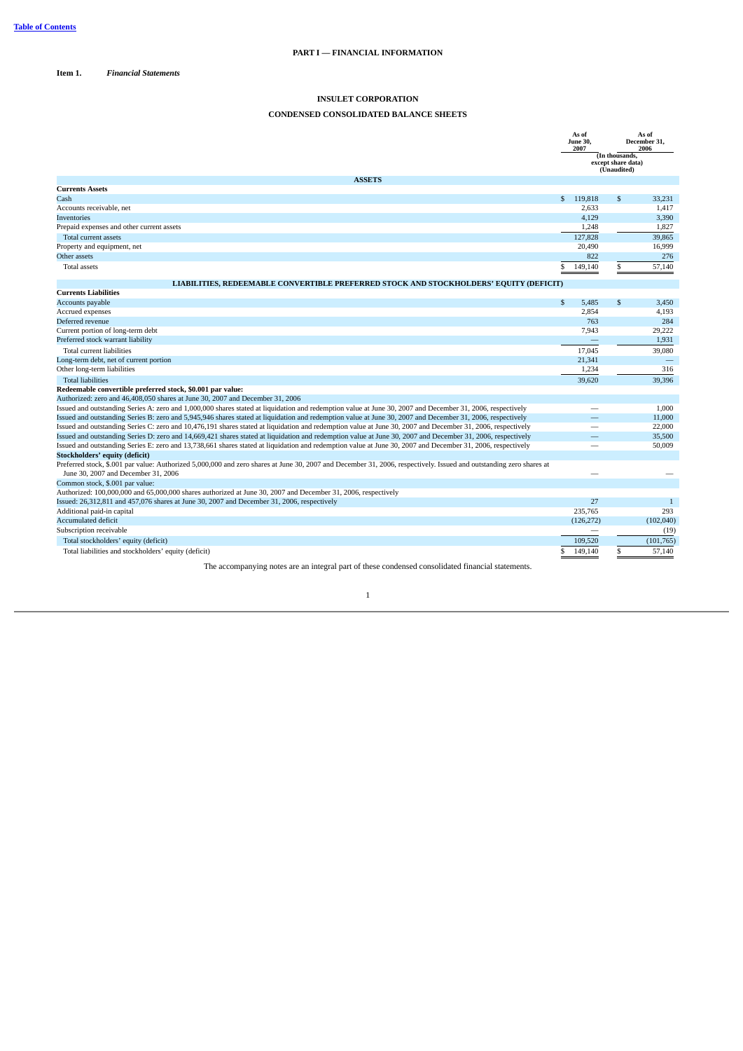# PART I — FINANCIAL INFORMATION

**Item 1.** ***Financial Statements***

## INSULET CORPORATION

## CONDENSED CONSOLIDATED BALANCE SHEETS

| | As of June 30, 2007 | As of December 31, 2006 |
|---|---|---|
| | (In thousands, except share data) (Unaudited) | |
| **ASSETS** | | |
| **Currents Assets** | | |
| Cash | $ 119,818 | $ 33,231 |
| Accounts receivable, net | 2,633 | 1,417 |
| Inventories | 4,129 | 3,390 |
| Prepaid expenses and other current assets | 1,248 | 1,827 |
| Total current assets | 127,828 | 39,865 |
| Property and equipment, net | 20,490 | 16,999 |
| Other assets | 822 | 276 |
| Total assets | $ 149,140 | $ 57,140 |
| **LIABILITIES, REDEEMABLE CONVERTIBLE PREFERRED STOCK AND STOCKHOLDERS' EQUITY (DEFICIT)** | | |
| **Currents Liabilities** | | |
| Accounts payable | $ 5,485 | $ 3,450 |
| Accrued expenses | 2,854 | 4,193 |
| Deferred revenue | 763 | 284 |
| Current portion of long-term debt | 7,943 | 29,222 |
| Preferred stock warrant liability | — | 1,931 |
| Total current liabilities | 17,045 | 39,080 |
| Long-term debt, net of current portion | 21,341 | — |
| Other long-term liabilities | 1,234 | 316 |
| Total liabilities | 39,620 | 39,396 |
| **Redeemable convertible preferred stock, $0.001 par value:** | | |
| Authorized: zero and 46,408,050 shares at June 30, 2007 and December 31, 2006 | | |
| Issued and outstanding Series A: zero and 1,000,000 shares stated at liquidation and redemption value at June 30, 2007 and December 31, 2006, respectively | — | 1,000 |
| Issued and outstanding Series B: zero and 5,945,946 shares stated at liquidation and redemption value at June 30, 2007 and December 31, 2006, respectively | — | 11,000 |
| Issued and outstanding Series C: zero and 10,476,191 shares stated at liquidation and redemption value at June 30, 2007 and December 31, 2006, respectively | — | 22,000 |
| Issued and outstanding Series D: zero and 14,669,421 shares stated at liquidation and redemption value at June 30, 2007 and December 31, 2006, respectively | — | 35,500 |
| Issued and outstanding Series E: zero and 13,738,661 shares stated at liquidation and redemption value at June 30, 2007 and December 31, 2006, respectively | — | 50,009 |
| **Stockholders' equity (deficit)** | | |
| Preferred stock, $.001 par value: Authorized 5,000,000 and zero shares at June 30, 2007 and December 31, 2006, respectively. Issued and outstanding zero shares at June 30, 2007 and December 31, 2006 | — | — |
| Common stock, $.001 par value: | | |
| Authorized: 100,000,000 and 65,000,000 shares authorized at June 30, 2007 and December 31, 2006, respectively | | |
| Issued: 26,312,811 and 457,076 shares at June 30, 2007 and December 31, 2006, respectively | 27 | 1 |
| Additional paid-in capital | 235,765 | 293 |
| Accumulated deficit | (126,272) | (102,040) |
| Subscription receivable | — | (19) |
| Total stockholders' equity (deficit) | 109,520 | (101,765) |
| Total liabilities and stockholders' equity (deficit) | $ 149,140 | $ 57,140 |

The accompanying notes are an integral part of these condensed consolidated financial statements.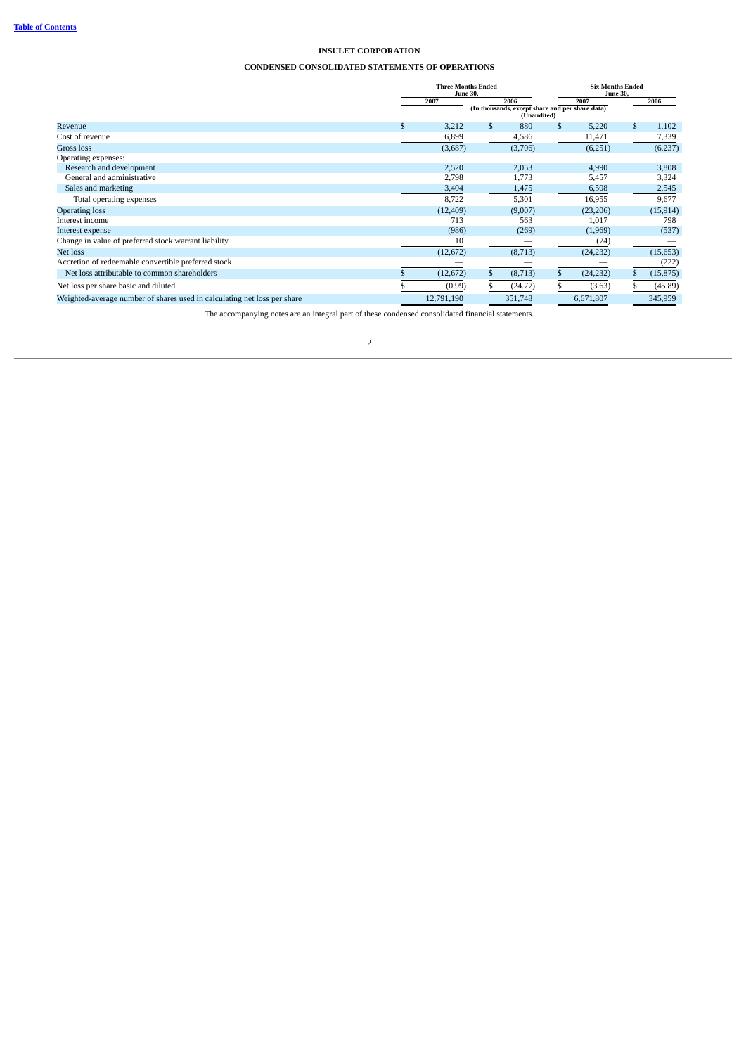[Table of Contents](#)

# INSULET CORPORATION

## CONDENSED CONSOLIDATED STATEMENTS OF OPERATIONS

| | Three Months Ended June 30, | | Six Months Ended June 30, | |
|---|---|---|---|---|
| | 2007 | 2006 | 2007 | 2006 |
| | (In thousands, except share and per share data) (Unaudited) | | | |
| Revenue | $ 3,212 | $ 880 | $ 5,220 | $ 1,102 |
| Cost of revenue | 6,899 | 4,586 | 11,471 | 7,339 |
| Gross loss | (3,687) | (3,706) | (6,251) | (6,237) |
| Operating expenses: | | | | |
| Research and development | 2,520 | 2,053 | 4,990 | 3,808 |
| General and administrative | 2,798 | 1,773 | 5,457 | 3,324 |
| Sales and marketing | 3,404 | 1,475 | 6,508 | 2,545 |
| Total operating expenses | 8,722 | 5,301 | 16,955 | 9,677 |
| Operating loss | (12,409) | (9,007) | (23,206) | (15,914) |
| Interest income | 713 | 563 | 1,017 | 798 |
| Interest expense | (986) | (269) | (1,969) | (537) |
| Change in value of preferred stock warrant liability | 10 | — | (74) | — |
| Net loss | (12,672) | (8,713) | (24,232) | (15,653) |
| Accretion of redeemable convertible preferred stock | — | — | — | (222) |
| Net loss attributable to common shareholders | $ (12,672) | $ (8,713) | $ (24,232) | $ (15,875) |
| Net loss per share basic and diluted | $ (0.99) | $ (24.77) | $ (3.63) | $ (45.89) |
| Weighted-average number of shares used in calculating net loss per share | 12,791,190 | 351,748 | 6,671,807 | 345,959 |

The accompanying notes are an integral part of these condensed consolidated financial statements.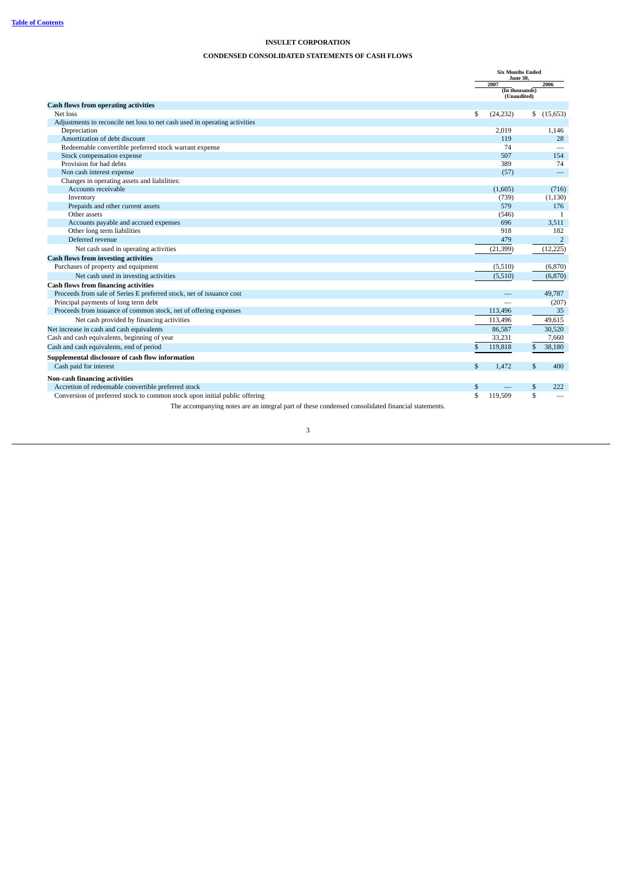[Table of Contents](#)

**INSULET CORPORATION**

**CONDENSED CONSOLIDATED STATEMENTS OF CASH FLOWS**

| | Six Months Ended June 30, | |
|---|---|---|
| | 2007 | 2006 |
| | (In thousands) (Unaudited) | |
| **Cash flows from operating activities** | | |
| Net loss | $ (24,232) | $ (15,653) |
| Adjustments to reconcile net loss to net cash used in operating activities | | |
| Depreciation | 2,019 | 1,146 |
| Amortization of debt discount | 119 | 28 |
| Redeemable convertible preferred stock warrant expense | 74 | — |
| Stock compensation expense | 507 | 154 |
| Provision for bad debts | 389 | 74 |
| Non cash interest expense | (57) | — |
| Changes in operating assets and liabilities: | | |
| Accounts receivable | (1,605) | (716) |
| Inventory | (739) | (1,130) |
| Prepaids and other current assets | 579 | 176 |
| Other assets | (546) | 1 |
| Accounts payable and accrued expenses | 696 | 3,511 |
| Other long term liabilities | 918 | 182 |
| Deferred revenue | 479 | 2 |
| Net cash used in operating activities | (21,399) | (12,225) |
| **Cash flows from investing activities** | | |
| Purchases of property and equipment | (5,510) | (6,870) |
| Net cash used in investing activities | (5,510) | (6,870) |
| **Cash flows from financing activities** | | |
| Proceeds from sale of Series E preferred stock, net of issuance cost | — | 49,787 |
| Principal payments of long term debt | — | (207) |
| Proceeds from issuance of common stock, net of offering expenses | 113,496 | 35 |
| Net cash provided by financing activities | 113,496 | 49,615 |
| Net increase in cash and cash equivalents | 86,587 | 30,520 |
| Cash and cash equivalents, beginning of year | 33,231 | 7,660 |
| Cash and cash equivalents, end of period | $ 119,818 | $ 38,180 |
| **Supplemental disclosure of cash flow information** | | |
| Cash paid for interest | $ 1,472 | $ 400 |
| **Non-cash financing activities** | | |
| Accretion of redeemable convertible preferred stock | $ — | $ 222 |
| Conversion of preferred stock to common stock upon initial public offering | $ 119,509 | $ — |

The accompanying notes are an integral part of these condensed consolidated financial statements.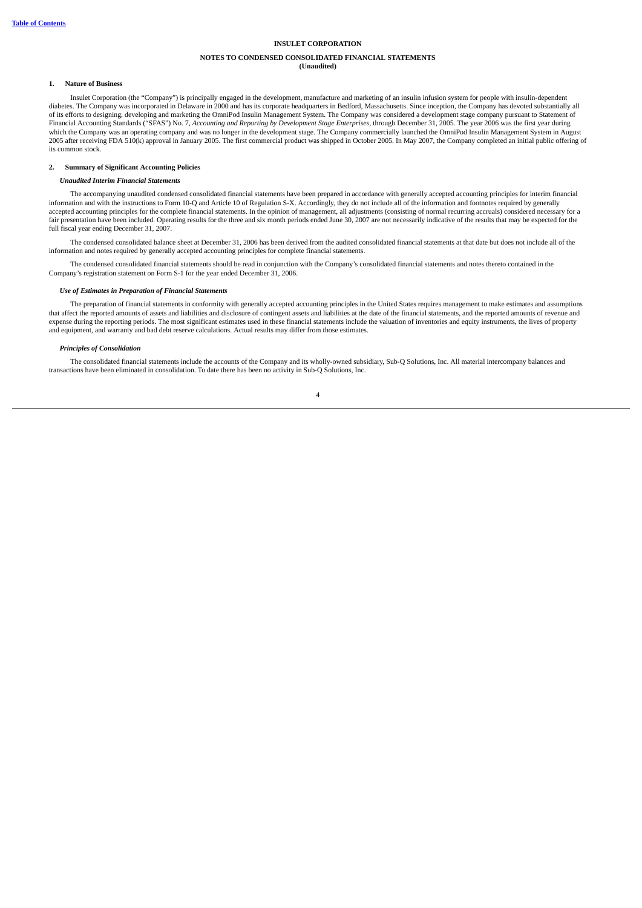[Table of Contents](#)

# INSULET CORPORATION

## NOTES TO CONDENSED CONSOLIDATED FINANCIAL STATEMENTS
**(Unaudited)**

### 1. Nature of Business

Insulet Corporation (the "Company") is principally engaged in the development, manufacture and marketing of an insulin infusion system for people with insulin-dependent diabetes. The Company was incorporated in Delaware in 2000 and has its corporate headquarters in Bedford, Massachusetts. Since inception, the Company has devoted substantially all of its efforts to designing, developing and marketing the OmniPod Insulin Management System. The Company was considered a development stage company pursuant to Statement of Financial Accounting Standards ("SFAS") No. 7, *Accounting and Reporting by Development Stage Enterprises*, through December 31, 2005. The year 2006 was the first year during which the Company was an operating company and was no longer in the development stage. The Company commercially launched the OmniPod Insulin Management System in August 2005 after receiving FDA 510(k) approval in January 2005. The first commercial product was shipped in October 2005. In May 2007, the Company completed an initial public offering of its common stock.

### 2. Summary of Significant Accounting Policies

***Unaudited Interim Financial Statements***

The accompanying unaudited condensed consolidated financial statements have been prepared in accordance with generally accepted accounting principles for interim financial information and with the instructions to Form 10-Q and Article 10 of Regulation S-X. Accordingly, they do not include all of the information and footnotes required by generally accepted accounting principles for the complete financial statements. In the opinion of management, all adjustments (consisting of normal recurring accruals) considered necessary for a fair presentation have been included. Operating results for the three and six month periods ended June 30, 2007 are not necessarily indicative of the results that may be expected for the full fiscal year ending December 31, 2007.

The condensed consolidated balance sheet at December 31, 2006 has been derived from the audited consolidated financial statements at that date but does not include all of the information and notes required by generally accepted accounting principles for complete financial statements.

The condensed consolidated financial statements should be read in conjunction with the Company's consolidated financial statements and notes thereto contained in the Company's registration statement on Form S-1 for the year ended December 31, 2006.

***Use of Estimates in Preparation of Financial Statements***

The preparation of financial statements in conformity with generally accepted accounting principles in the United States requires management to make estimates and assumptions that affect the reported amounts of assets and liabilities and disclosure of contingent assets and liabilities at the date of the financial statements, and the reported amounts of revenue and expense during the reporting periods. The most significant estimates used in these financial statements include the valuation of inventories and equity instruments, the lives of property and equipment, and warranty and bad debt reserve calculations. Actual results may differ from those estimates.

***Principles of Consolidation***

The consolidated financial statements include the accounts of the Company and its wholly-owned subsidiary, Sub-Q Solutions, Inc. All material intercompany balances and transactions have been eliminated in consolidation. To date there has been no activity in Sub-Q Solutions, Inc.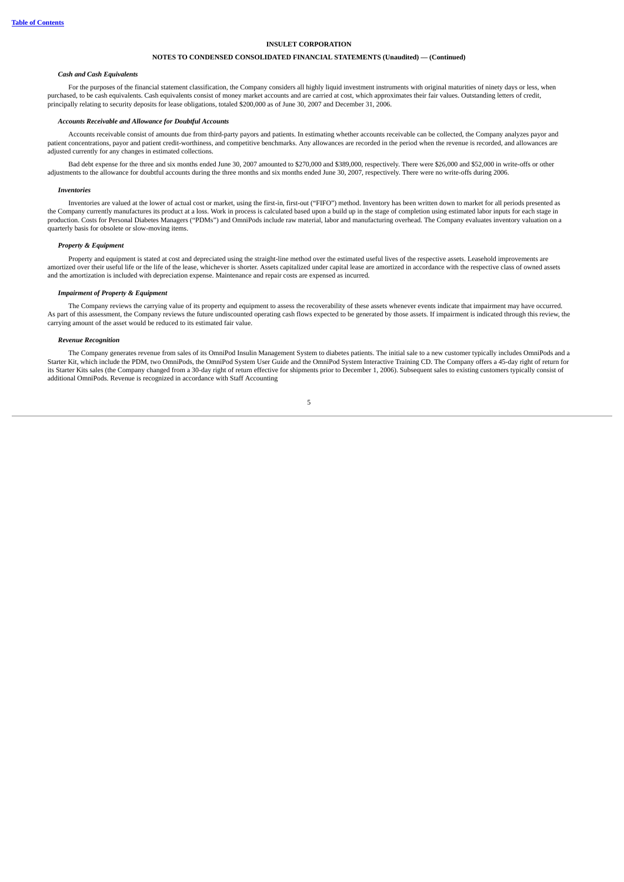**INSULET CORPORATION**

**NOTES TO CONDENSED CONSOLIDATED FINANCIAL STATEMENTS (Unaudited) — (Continued)**

***Cash and Cash Equivalents***

For the purposes of the financial statement classification, the Company considers all highly liquid investment instruments with original maturities of ninety days or less, when purchased, to be cash equivalents. Cash equivalents consist of money market accounts and are carried at cost, which approximates their fair values. Outstanding letters of credit, principally relating to security deposits for lease obligations, totaled $200,000 as of June 30, 2007 and December 31, 2006.

***Accounts Receivable and Allowance for Doubtful Accounts***

Accounts receivable consist of amounts due from third-party payors and patients. In estimating whether accounts receivable can be collected, the Company analyzes payor and patient concentrations, payor and patient credit-worthiness, and competitive benchmarks. Any allowances are recorded in the period when the revenue is recorded, and allowances are adjusted currently for any changes in estimated collections.

Bad debt expense for the three and six months ended June 30, 2007 amounted to $270,000 and $389,000, respectively. There were $26,000 and $52,000 in write-offs or other adjustments to the allowance for doubtful accounts during the three months and six months ended June 30, 2007, respectively. There were no write-offs during 2006.

***Inventories***

Inventories are valued at the lower of actual cost or market, using the first-in, first-out ("FIFO") method. Inventory has been written down to market for all periods presented as the Company currently manufactures its product at a loss. Work in process is calculated based upon a build up in the stage of completion using estimated labor inputs for each stage in production. Costs for Personal Diabetes Managers ("PDMs") and OmniPods include raw material, labor and manufacturing overhead. The Company evaluates inventory valuation on a quarterly basis for obsolete or slow-moving items.

***Property & Equipment***

Property and equipment is stated at cost and depreciated using the straight-line method over the estimated useful lives of the respective assets. Leasehold improvements are amortized over their useful life or the life of the lease, whichever is shorter. Assets capitalized under capital lease are amortized in accordance with the respective class of owned assets and the amortization is included with depreciation expense. Maintenance and repair costs are expensed as incurred.

***Impairment of Property & Equipment***

The Company reviews the carrying value of its property and equipment to assess the recoverability of these assets whenever events indicate that impairment may have occurred. As part of this assessment, the Company reviews the future undiscounted operating cash flows expected to be generated by those assets. If impairment is indicated through this review, the carrying amount of the asset would be reduced to its estimated fair value.

***Revenue Recognition***

The Company generates revenue from sales of its OmniPod Insulin Management System to diabetes patients. The initial sale to a new customer typically includes OmniPods and a Starter Kit, which include the PDM, two OmniPods, the OmniPod System User Guide and the OmniPod System Interactive Training CD. The Company offers a 45-day right of return for its Starter Kits sales (the Company changed from a 30-day right of return effective for shipments prior to December 1, 2006). Subsequent sales to existing customers typically consist of additional OmniPods. Revenue is recognized in accordance with Staff Accounting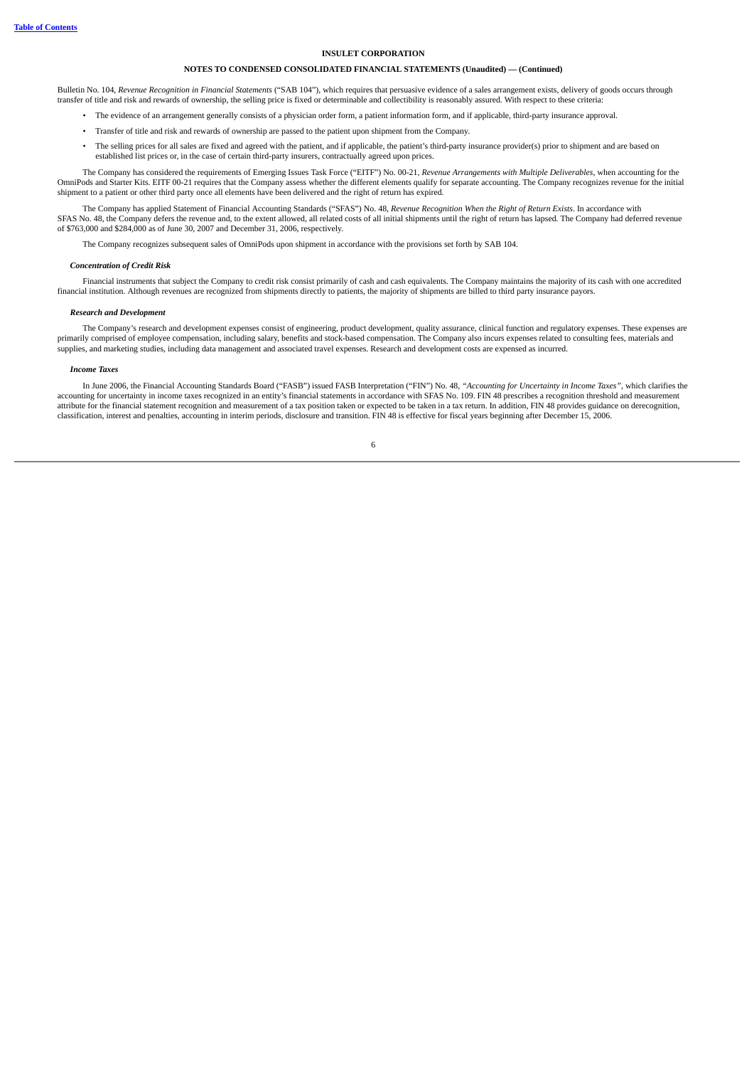Bulletin No. 104, *Revenue Recognition in Financial Statements* ("SAB 104"), which requires that persuasive evidence of a sales arrangement exists, delivery of goods occurs through transfer of title and risk and rewards of ownership, the selling price is fixed or determinable and collectibility is reasonably assured. With respect to these criteria:

- The evidence of an arrangement generally consists of a physician order form, a patient information form, and if applicable, third-party insurance approval.
- Transfer of title and risk and rewards of ownership are passed to the patient upon shipment from the Company.
- The selling prices for all sales are fixed and agreed with the patient, and if applicable, the patient's third-party insurance provider(s) prior to shipment and are based on established list prices or, in the case of certain third-party insurers, contractually agreed upon prices.

The Company has considered the requirements of Emerging Issues Task Force ("EITF") No. 00-21, *Revenue Arrangements with Multiple Deliverables*, when accounting for the OmniPods and Starter Kits. EITF 00-21 requires that the Company assess whether the different elements qualify for separate accounting. The Company recognizes revenue for the initial shipment to a patient or other third party once all elements have been delivered and the right of return has expired.

The Company has applied Statement of Financial Accounting Standards ("SFAS") No. 48, *Revenue Recognition When the Right of Return Exists*. In accordance with SFAS No. 48, the Company defers the revenue and, to the extent allowed, all related costs of all initial shipments until the right of return has lapsed. The Company had deferred revenue of $763,000 and $284,000 as of June 30, 2007 and December 31, 2006, respectively.

The Company recognizes subsequent sales of OmniPods upon shipment in accordance with the provisions set forth by SAB 104.

### *Concentration of Credit Risk*

Financial instruments that subject the Company to credit risk consist primarily of cash and cash equivalents. The Company maintains the majority of its cash with one accredited financial institution. Although revenues are recognized from shipments directly to patients, the majority of shipments are billed to third party insurance payors.

### *Research and Development*

The Company's research and development expenses consist of engineering, product development, quality assurance, clinical function and regulatory expenses. These expenses are primarily comprised of employee compensation, including salary, benefits and stock-based compensation. The Company also incurs expenses related to consulting fees, materials and supplies, and marketing studies, including data management and associated travel expenses. Research and development costs are expensed as incurred.

### *Income Taxes*

In June 2006, the Financial Accounting Standards Board ("FASB") issued FASB Interpretation ("FIN") No. 48, *"Accounting for Uncertainty in Income Taxes"*, which clarifies the accounting for uncertainty in income taxes recognized in an entity's financial statements in accordance with SFAS No. 109. FIN 48 prescribes a recognition threshold and measurement attribute for the financial statement recognition and measurement of a tax position taken or expected to be taken in a tax return. In addition, FIN 48 provides guidance on derecognition, classification, interest and penalties, accounting in interim periods, disclosure and transition. FIN 48 is effective for fiscal years beginning after December 15, 2006.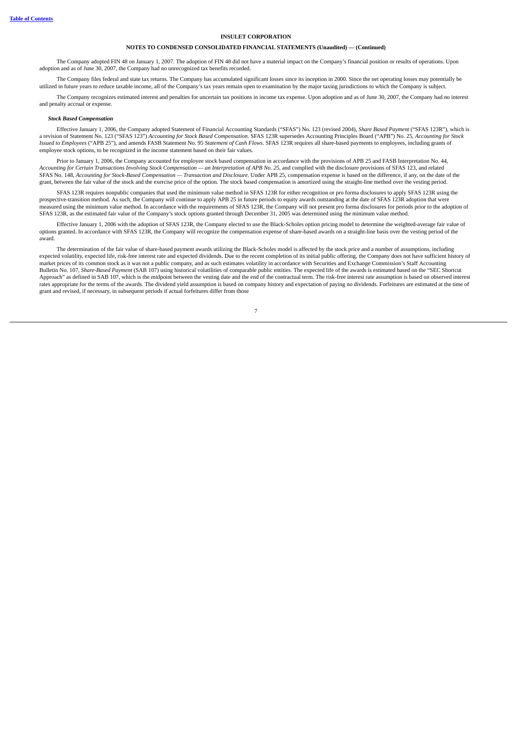The Company adopted FIN 48 on January 1, 2007. The adoption of FIN 48 did not have a material impact on the Company's financial position or results of operations. Upon adoption and as of June 30, 2007, the Company had no unrecognized tax benefits recorded.

The Company files federal and state tax returns. The Company has accumulated significant losses since its inception in 2000. Since the net operating losses may potentially be utilized in future years to reduce taxable income, all of the Company's tax years remain open to examination by the major taxing jurisdictions to which the Company is subject.

The Company recognizes estimated interest and penalties for uncertain tax positions in income tax expense. Upon adoption and as of June 30, 2007, the Company had no interest and penalty accrual or expense.

***Stock Based Compensation***

Effective January 1, 2006, the Company adopted Statement of Financial Accounting Standards ("SFAS") No. 123 (revised 2004), *Share Based Payment* ("SFAS 123R"), which is a revision of Statement No. 123 ("SFAS 123") *Accounting for Stock Based Compensation*. SFAS 123R supersedes Accounting Principles Board ("APB") No. 25, *Accounting for Stock Issued to Employees* ("APB 25"), and amends FASB Statement No. 95 *Statement of Cash Flows*. SFAS 123R requires all share-based payments to employees, including grants of employee stock options, to be recognized in the income statement based on their fair values.

Prior to January 1, 2006, the Company accounted for employee stock based compensation in accordance with the provisions of APB 25 and FASB Interpretation No. 44, *Accounting for Certain Transactions Involving Stock Compensation — an Interpretation of APB No. 25*, and complied with the disclosure provisions of SFAS 123, and related SFAS No. 148, *Accounting for Stock-Based Compensation — Transaction and Disclosure*. Under APB 25, compensation expense is based on the difference, if any, on the date of the grant, between the fair value of the stock and the exercise price of the option. The stock based compensation is amortized using the straight-line method over the vesting period.

SFAS 123R requires nonpublic companies that used the minimum value method in SFAS 123R for either recognition or pro forma disclosures to apply SFAS 123R using the prospective-transition method. As such, the Company will continue to apply APB 25 in future periods to equity awards outstanding at the date of SFAS 123R adoption that were measured using the minimum value method. In accordance with the requirements of SFAS 123R, the Company will not present pro forma disclosures for periods prior to the adoption of SFAS 123R, as the estimated fair value of the Company's stock options granted through December 31, 2005 was determined using the minimum value method.

Effective January 1, 2006 with the adoption of SFAS 123R, the Company elected to use the Black-Scholes option pricing model to determine the weighted-average fair value of options granted. In accordance with SFAS 123R, the Company will recognize the compensation expense of share-based awards on a straight-line basis over the vesting period of the award.

The determination of the fair value of share-based payment awards utilizing the Black-Scholes model is affected by the stock price and a number of assumptions, including expected volatility, expected life, risk-free interest rate and expected dividends. Due to the recent completion of its initial public offering, the Company does not have sufficient history of market prices of its common stock as it was not a public company, and as such estimates volatility in accordance with Securities and Exchange Commission's Staff Accounting Bulletin No. 107, *Share-Based Payment* (SAB 107) using historical volatilities of comparable public entities. The expected life of the awards is estimated based on the "SEC Shortcut Approach" as defined in SAB 107, which is the midpoint between the vesting date and the end of the contractual term. The risk-free interest rate assumption is based on observed interest rates appropriate for the terms of the awards. The dividend yield assumption is based on company history and expectation of paying no dividends. Forfeitures are estimated at the time of grant and revised, if necessary, in subsequent periods if actual forfeitures differ from those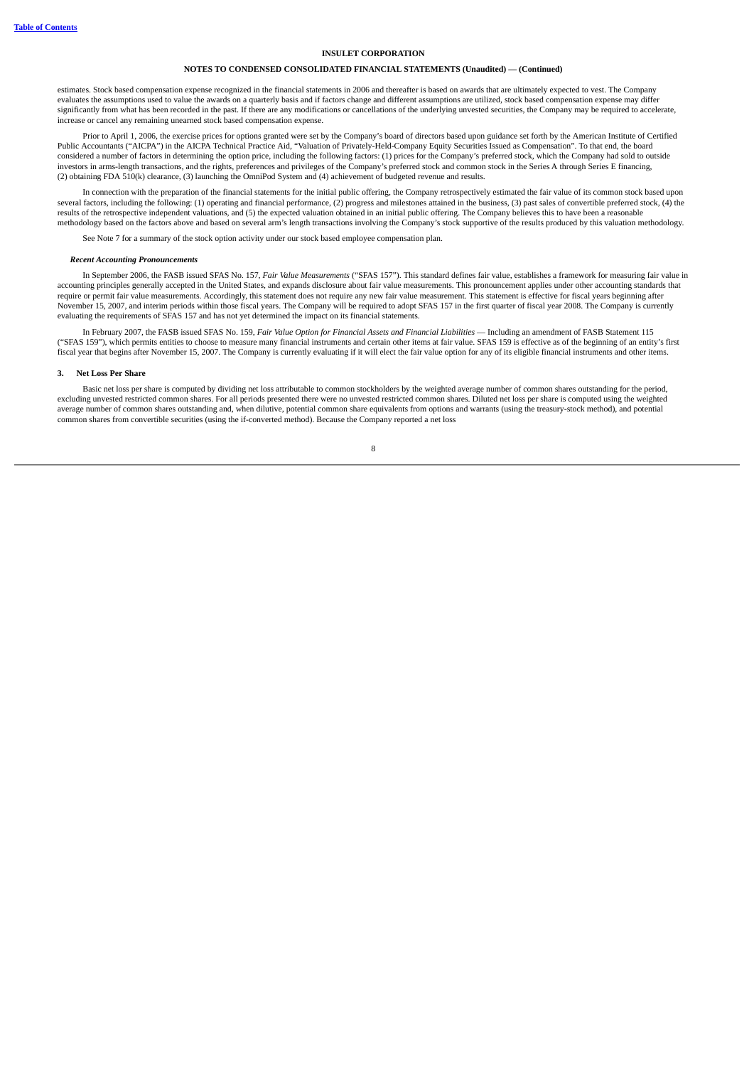estimates. Stock based compensation expense recognized in the financial statements in 2006 and thereafter is based on awards that are ultimately expected to vest. The Company evaluates the assumptions used to value the awards on a quarterly basis and if factors change and different assumptions are utilized, stock based compensation expense may differ significantly from what has been recorded in the past. If there are any modifications or cancellations of the underlying unvested securities, the Company may be required to accelerate, increase or cancel any remaining unearned stock based compensation expense.

Prior to April 1, 2006, the exercise prices for options granted were set by the Company's board of directors based upon guidance set forth by the American Institute of Certified Public Accountants ("AICPA") in the AICPA Technical Practice Aid, "Valuation of Privately-Held-Company Equity Securities Issued as Compensation". To that end, the board considered a number of factors in determining the option price, including the following factors: (1) prices for the Company's preferred stock, which the Company had sold to outside investors in arms-length transactions, and the rights, preferences and privileges of the Company's preferred stock and common stock in the Series A through Series E financing, (2) obtaining FDA 510(k) clearance, (3) launching the OmniPod System and (4) achievement of budgeted revenue and results.

In connection with the preparation of the financial statements for the initial public offering, the Company retrospectively estimated the fair value of its common stock based upon several factors, including the following: (1) operating and financial performance, (2) progress and milestones attained in the business, (3) past sales of convertible preferred stock, (4) the results of the retrospective independent valuations, and (5) the expected valuation obtained in an initial public offering. The Company believes this to have been a reasonable methodology based on the factors above and based on several arm's length transactions involving the Company's stock supportive of the results produced by this valuation methodology.

See Note 7 for a summary of the stock option activity under our stock based employee compensation plan.

***Recent Accounting Pronouncements***

In September 2006, the FASB issued SFAS No. 157, *Fair Value Measurements* ("SFAS 157"). This standard defines fair value, establishes a framework for measuring fair value in accounting principles generally accepted in the United States, and expands disclosure about fair value measurements. This pronouncement applies under other accounting standards that require or permit fair value measurements. Accordingly, this statement does not require any new fair value measurement. This statement is effective for fiscal years beginning after November 15, 2007, and interim periods within those fiscal years. The Company will be required to adopt SFAS 157 in the first quarter of fiscal year 2008. The Company is currently evaluating the requirements of SFAS 157 and has not yet determined the impact on its financial statements.

In February 2007, the FASB issued SFAS No. 159, *Fair Value Option for Financial Assets and Financial Liabilities* — Including an amendment of FASB Statement 115 ("SFAS 159"), which permits entities to choose to measure many financial instruments and certain other items at fair value. SFAS 159 is effective as of the beginning of an entity's first fiscal year that begins after November 15, 2007. The Company is currently evaluating if it will elect the fair value option for any of its eligible financial instruments and other items.

## 3. Net Loss Per Share

Basic net loss per share is computed by dividing net loss attributable to common stockholders by the weighted average number of common shares outstanding for the period, excluding unvested restricted common shares. For all periods presented there were no unvested restricted common shares. Diluted net loss per share is computed using the weighted average number of common shares outstanding and, when dilutive, potential common share equivalents from options and warrants (using the treasury-stock method), and potential common shares from convertible securities (using the if-converted method). Because the Company reported a net loss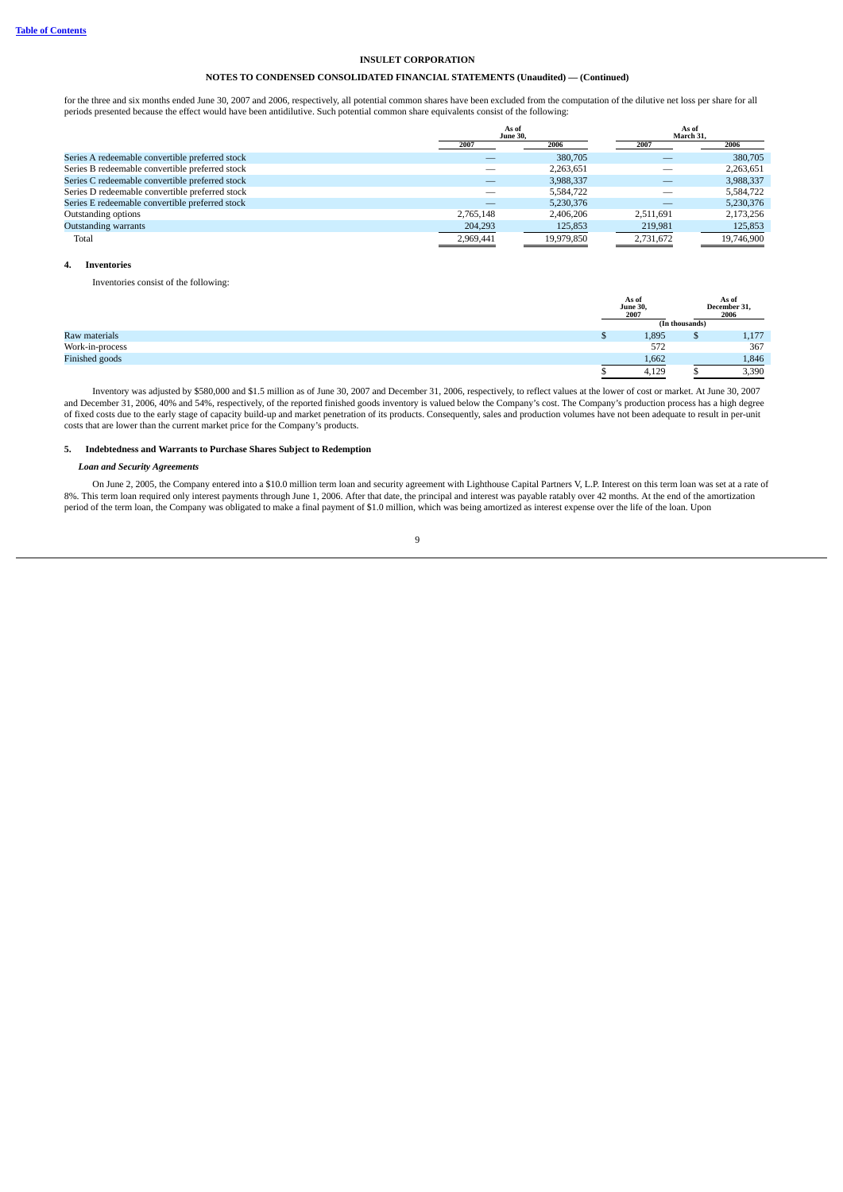**INSULET CORPORATION**

**NOTES TO CONDENSED CONSOLIDATED FINANCIAL STATEMENTS (Unaudited) — (Continued)**

for the three and six months ended June 30, 2007 and 2006, respectively, all potential common shares have been excluded from the computation of the dilutive net loss per share for all periods presented because the effect would have been antidilutive. Such potential common share equivalents consist of the following:

| | As of June 30, | | As of March 31, | |
|---|---|---|---|---|
| | 2007 | 2006 | 2007 | 2006 |
| Series A redeemable convertible preferred stock | — | 380,705 | — | 380,705 |
| Series B redeemable convertible preferred stock | — | 2,263,651 | — | 2,263,651 |
| Series C redeemable convertible preferred stock | — | 3,988,337 | — | 3,988,337 |
| Series D redeemable convertible preferred stock | — | 5,584,722 | — | 5,584,722 |
| Series E redeemable convertible preferred stock | — | 5,230,376 | — | 5,230,376 |
| Outstanding options | 2,765,148 | 2,406,206 | 2,511,691 | 2,173,256 |
| Outstanding warrants | 204,293 | 125,853 | 219,981 | 125,853 |
| Total | 2,969,441 | 19,979,850 | 2,731,672 | 19,746,900 |

## 4. Inventories

Inventories consist of the following:

| | As of June 30, 2007 | As of December 31, 2006 |
|---|---|---|
| | (In thousands) | |
| Raw materials | $ 1,895 | $ 1,177 |
| Work-in-process | 572 | 367 |
| Finished goods | 1,662 | 1,846 |
| | $ 4,129 | $ 3,390 |

Inventory was adjusted by $580,000 and $1.5 million as of June 30, 2007 and December 31, 2006, respectively, to reflect values at the lower of cost or market. At June 30, 2007 and December 31, 2006, 40% and 54%, respectively, of the reported finished goods inventory is valued below the Company's cost. The Company's production process has a high degree of fixed costs due to the early stage of capacity build-up and market penetration of its products. Consequently, sales and production volumes have not been adequate to result in per-unit costs that are lower than the current market price for the Company's products.

## 5. Indebtedness and Warrants to Purchase Shares Subject to Redemption

***Loan and Security Agreements***

On June 2, 2005, the Company entered into a $10.0 million term loan and security agreement with Lighthouse Capital Partners V, L.P. Interest on this term loan was set at a rate of 8%. This term loan required only interest payments through June 1, 2006. After that date, the principal and interest was payable ratably over 42 months. At the end of the amortization period of the term loan, the Company was obligated to make a final payment of $1.0 million, which was being amortized as interest expense over the life of the loan. Upon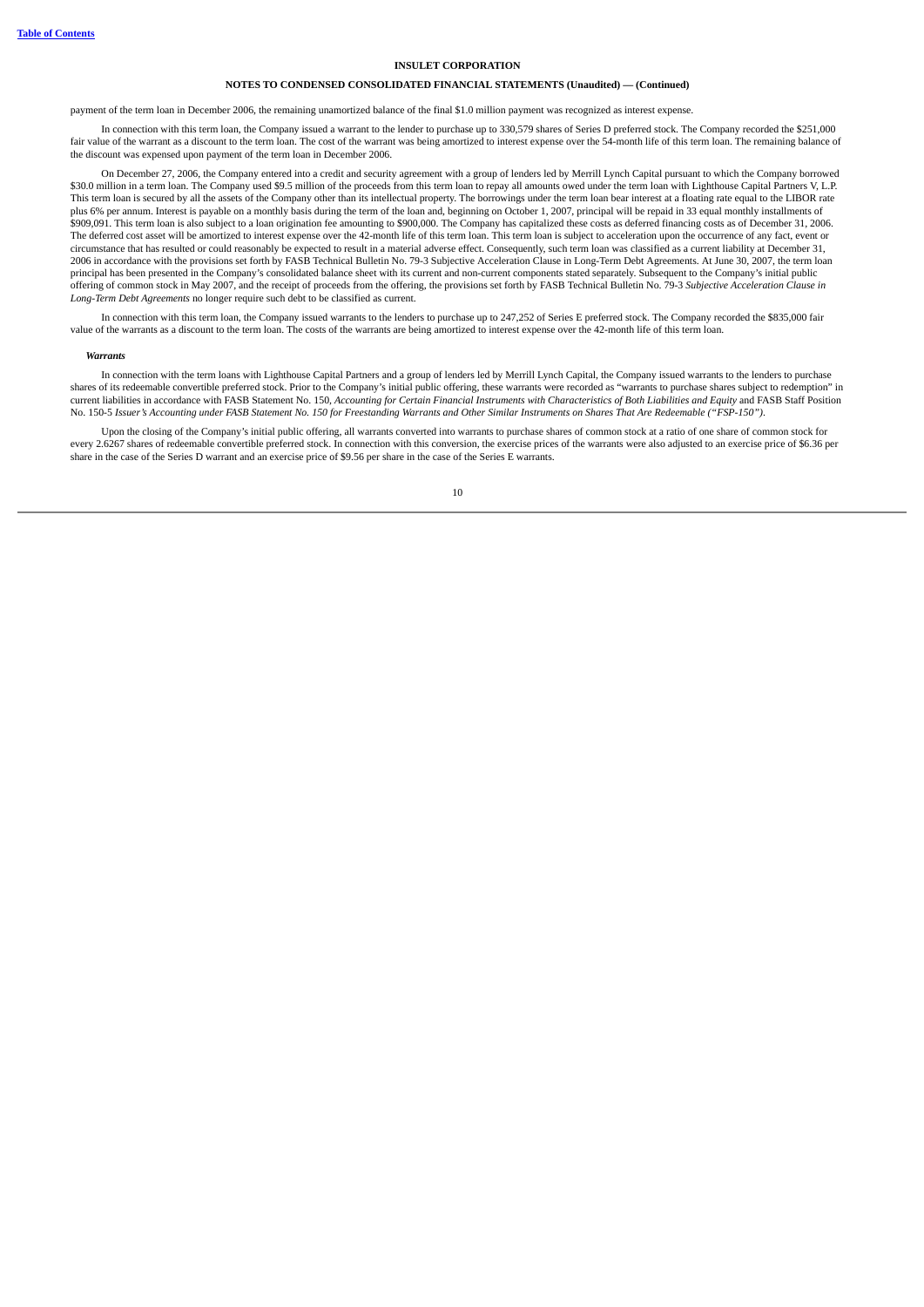payment of the term loan in December 2006, the remaining unamortized balance of the final $1.0 million payment was recognized as interest expense.

In connection with this term loan, the Company issued a warrant to the lender to purchase up to 330,579 shares of Series D preferred stock. The Company recorded the $251,000 fair value of the warrant as a discount to the term loan. The cost of the warrant was being amortized to interest expense over the 54-month life of this term loan. The remaining balance of the discount was expensed upon payment of the term loan in December 2006.

On December 27, 2006, the Company entered into a credit and security agreement with a group of lenders led by Merrill Lynch Capital pursuant to which the Company borrowed $30.0 million in a term loan. The Company used $9.5 million of the proceeds from this term loan to repay all amounts owed under the term loan with Lighthouse Capital Partners V, L.P. This term loan is secured by all the assets of the Company other than its intellectual property. The borrowings under the term loan bear interest at a floating rate equal to the LIBOR rate plus 6% per annum. Interest is payable on a monthly basis during the term of the loan and, beginning on October 1, 2007, principal will be repaid in 33 equal monthly installments of $909,091. This term loan is also subject to a loan origination fee amounting to $900,000. The Company has capitalized these costs as deferred financing costs as of December 31, 2006. The deferred cost asset will be amortized to interest expense over the 42-month life of this term loan. This term loan is subject to acceleration upon the occurrence of any fact, event or circumstance that has resulted or could reasonably be expected to result in a material adverse effect. Consequently, such term loan was classified as a current liability at December 31, 2006 in accordance with the provisions set forth by FASB Technical Bulletin No. 79-3 Subjective Acceleration Clause in Long-Term Debt Agreements. At June 30, 2007, the term loan principal has been presented in the Company's consolidated balance sheet with its current and non-current components stated separately. Subsequent to the Company's initial public offering of common stock in May 2007, and the receipt of proceeds from the offering, the provisions set forth by FASB Technical Bulletin No. 79-3 *Subjective Acceleration Clause in Long-Term Debt Agreements* no longer require such debt to be classified as current.

In connection with this term loan, the Company issued warrants to the lenders to purchase up to 247,252 of Series E preferred stock. The Company recorded the $835,000 fair value of the warrants as a discount to the term loan. The costs of the warrants are being amortized to interest expense over the 42-month life of this term loan.

***Warrants***

In connection with the term loans with Lighthouse Capital Partners and a group of lenders led by Merrill Lynch Capital, the Company issued warrants to the lenders to purchase shares of its redeemable convertible preferred stock. Prior to the Company's initial public offering, these warrants were recorded as "warrants to purchase shares subject to redemption" in current liabilities in accordance with FASB Statement No. 150, *Accounting for Certain Financial Instruments with Characteristics of Both Liabilities and Equity* and FASB Staff Position No. 150-5 *Issuer's Accounting under FASB Statement No. 150 for Freestanding Warrants and Other Similar Instruments on Shares That Are Redeemable ("FSP-150")*.

Upon the closing of the Company's initial public offering, all warrants converted into warrants to purchase shares of common stock at a ratio of one share of common stock for every 2.6267 shares of redeemable convertible preferred stock. In connection with this conversion, the exercise prices of the warrants were also adjusted to an exercise price of $6.36 per share in the case of the Series D warrant and an exercise price of $9.56 per share in the case of the Series E warrants.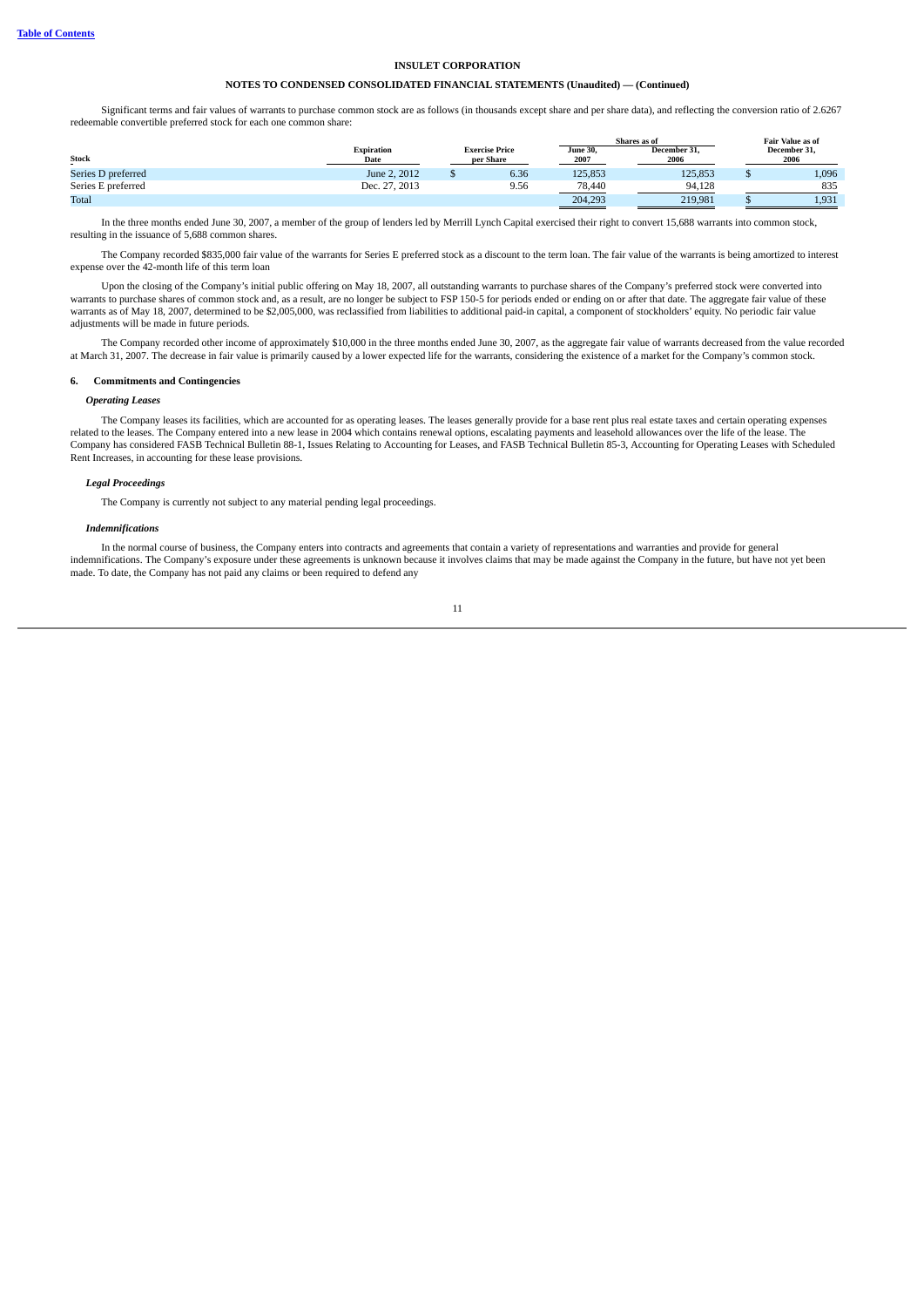**INSULET CORPORATION**

**NOTES TO CONDENSED CONSOLIDATED FINANCIAL STATEMENTS (Unaudited) — (Continued)**

Significant terms and fair values of warrants to purchase common stock are as follows (in thousands except share and per share data), and reflecting the conversion ratio of 2.6267 redeemable convertible preferred stock for each common share:

| Stock | Expiration Date | Exercise Price per Share | Shares as of June 30, 2007 | Shares as of December 31, 2006 | Fair Value as of December 31, 2006 |
|---|---|---|---|---|---|
| Series D preferred | June 2, 2012 | $ 6.36 | 125,853 | 125,853 | $ 1,096 |
| Series E preferred | Dec. 27, 2013 | 9.56 | 78,440 | 94,128 | 835 |
| Total | | | 204,293 | 219,981 | $ 1,931 |

In the three months ended June 30, 2007, a member of the group of lenders led by Merrill Lynch Capital exercised their right to convert 15,688 warrants into common stock, resulting in the issuance of 5,688 common shares.

The Company recorded $835,000 fair value of the warrants for Series E preferred stock as a discount to the term loan. The fair value of the warrants is being amortized to interest expense over the 42-month life of this term loan

Upon the closing of the Company's initial public offering on May 18, 2007, all outstanding warrants to purchase shares of the Company's preferred stock were converted into warrants to purchase shares of common stock and, as a result, are no longer be subject to FSP 150-5 for periods ended or ending on or after that date. The aggregate fair value of these warrants as of May 18, 2007, determined to be $2,005,000, was reclassified from liabilities to additional paid-in capital, a component of stockholders' equity. No periodic fair value adjustments will be made in future periods.

The Company recorded other income of approximately $10,000 in the three months ended June 30, 2007, as the aggregate fair value of warrants decreased from the value recorded at March 31, 2007. The decrease in fair value is primarily caused by a lower expected life for the warrants, considering the existence of a market for the Company's common stock.

## 6. Commitments and Contingencies

### *Operating Leases*

The Company leases its facilities, which are accounted for as operating leases. The leases generally provide for a base rent plus real estate taxes and certain operating expenses related to the leases. The Company entered into a new lease in 2004 which contains renewal options, escalating payments and leasehold allowances over the life of the lease. The Company has considered FASB Technical Bulletin 88-1, Issues Relating to Accounting for Leases, and FASB Technical Bulletin 85-3, Accounting for Operating Leases with Scheduled Rent Increases, in accounting for these lease provisions.

### *Legal Proceedings*

The Company is currently not subject to any material pending legal proceedings.

### *Indemnifications*

In the normal course of business, the Company enters into contracts and agreements that contain a variety of representations and warranties and provide for general indemnifications. The Company's exposure under these agreements is unknown because it involves claims that may be made against the Company in the future, but have not yet been made. To date, the Company has not paid any claims or been required to defend any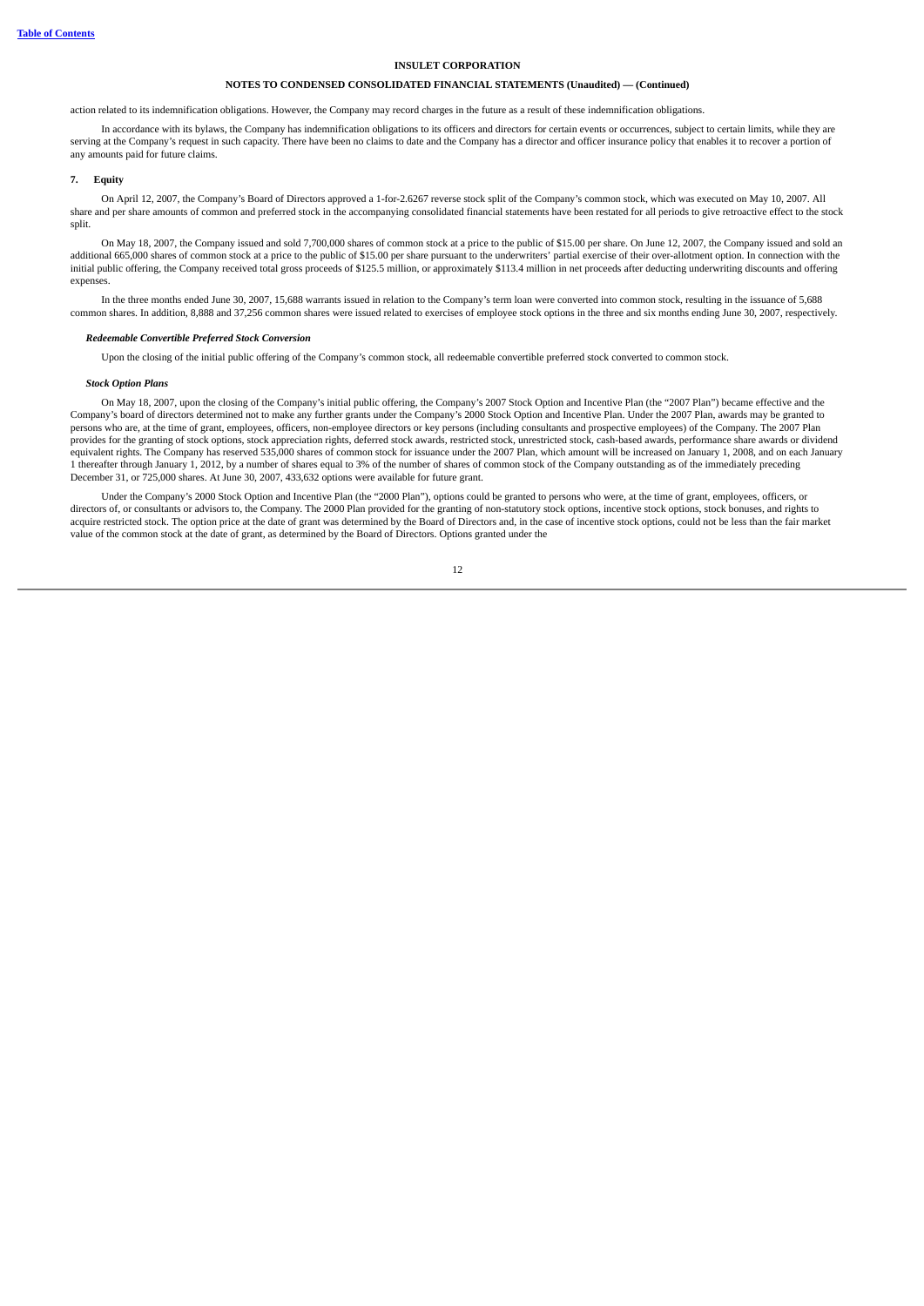action related to its indemnification obligations. However, the Company may record charges in the future as a result of these indemnification obligations.

In accordance with its bylaws, the Company has indemnification obligations to its officers and directors for certain events or occurrences, subject to certain limits, while they are serving at the Company's request in such capacity. There have been no claims to date and the Company has a director and officer insurance policy that enables it to recover a portion of any amounts paid for future claims.

### 7. Equity

On April 12, 2007, the Company's Board of Directors approved a 1-for-2.6267 reverse stock split of the Company's common stock, which was executed on May 10, 2007. All share and per share amounts of common and preferred stock in the accompanying consolidated financial statements have been restated for all periods to give retroactive effect to the stock split.

On May 18, 2007, the Company issued and sold 7,700,000 shares of common stock at a price to the public of $15.00 per share. On June 12, 2007, the Company issued and sold an additional 665,000 shares of common stock at a price to the public of $15.00 per share pursuant to the underwriters' partial exercise of their over-allotment option. In connection with the initial public offering, the Company received total gross proceeds of $125.5 million, or approximately $113.4 million in net proceeds after deducting underwriting discounts and offering expenses.

In the three months ended June 30, 2007, 15,688 warrants issued in relation to the Company's term loan were converted into common stock, resulting in the issuance of 5,688 common shares. In addition, 8,888 and 37,256 common shares were issued related to exercises of employee stock options in the three and six months ending June 30, 2007, respectively.

#### *Redeemable Convertible Preferred Stock Conversion*

Upon the closing of the initial public offering of the Company's common stock, all redeemable convertible preferred stock converted to common stock.

#### *Stock Option Plans*

On May 18, 2007, upon the closing of the Company's initial public offering, the Company's 2007 Stock Option and Incentive Plan (the "2007 Plan") became effective and the Company's board of directors determined not to make any further grants under the Company's 2000 Stock Option and Incentive Plan. Under the 2007 Plan, awards may be granted to persons who are, at the time of grant, employees, officers, non-employee directors or key persons (including consultants and prospective employees) of the Company. The 2007 Plan provides for the granting of stock options, stock appreciation rights, deferred stock awards, restricted stock, unrestricted stock, cash-based awards, performance share awards or dividend equivalent rights. The Company has reserved 535,000 shares of common stock for issuance under the 2007 Plan, which amount will be increased on January 1, 2008, and on each January 1 thereafter through January 1, 2012, by a number of shares equal to 3% of the number of shares of common stock of the Company outstanding as of the immediately preceding December 31, or 725,000 shares. At June 30, 2007, 433,632 options were available for future grant.

Under the Company's 2000 Stock Option and Incentive Plan (the "2000 Plan"), options could be granted to persons who were, at the time of grant, employees, officers, or directors of, or consultants or advisors to, the Company. The 2000 Plan provided for the granting of non-statutory stock options, incentive stock options, stock bonuses, and rights to acquire restricted stock. The option price at the date of grant was determined by the Board of Directors and, in the case of incentive stock options, could not be less than the fair market value of the common stock at the date of grant, as determined by the Board of Directors. Options granted under the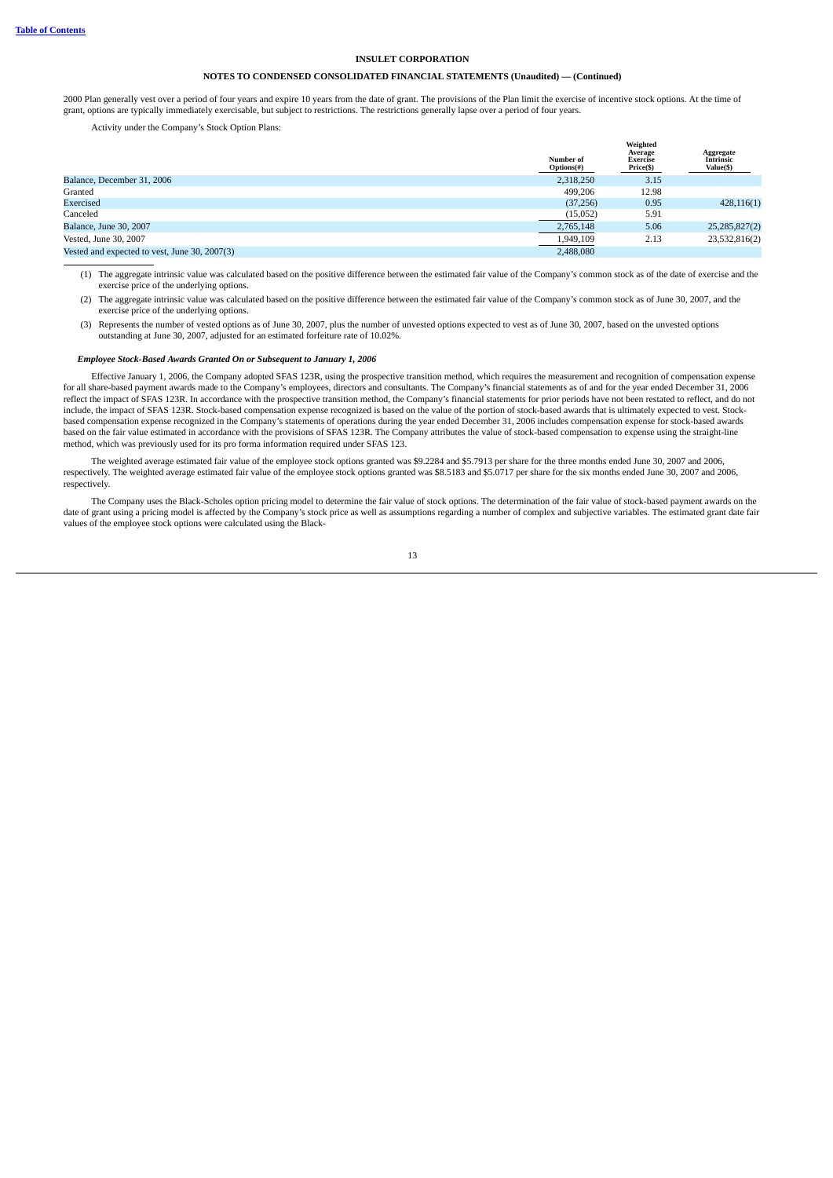2000 Plan generally vest over a period of four years and expire 10 years from the date of grant. The provisions of the Plan limit the exercise of incentive stock options. At the time of grant, options are typically immediately exercisable, but subject to restrictions. The restrictions generally lapse over a period of four years.

Activity under the Company's Stock Option Plans:

| | Number of Options(#) | Weighted Average Exercise Price($) | Aggregate Intrinsic Value($) |
|---|---|---|---|
| Balance, December 31, 2006 | 2,318,250 | 3.15 | |
| Granted | 499,206 | 12.98 | |
| Exercised | (37,256) | 0.95 | 428,116(1) |
| Canceled | (15,052) | 5.91 | |
| Balance, June 30, 2007 | 2,765,148 | 5.06 | 25,285,827(2) |
| Vested, June 30, 2007 | 1,949,109 | 2.13 | 23,532,816(2) |
| Vested and expected to vest, June 30, 2007(3) | 2,488,080 | | |

(1) The aggregate intrinsic value was calculated based on the positive difference between the estimated fair value of the Company's common stock as of the date of exercise and the exercise price of the underlying options.

(2) The aggregate intrinsic value was calculated based on the positive difference between the estimated fair value of the Company's common stock as of June 30, 2007, and the exercise price of the underlying options.

(3) Represents the number of vested options as of June 30, 2007, plus the number of unvested options expected to vest as of June 30, 2007, based on the unvested options outstanding at June 30, 2007, adjusted for an estimated forfeiture rate of 10.02%.

***Employee Stock-Based Awards Granted On or Subsequent to January 1, 2006***

Effective January 1, 2006, the Company adopted SFAS 123R, using the prospective transition method, which requires the measurement and recognition of compensation expense for all share-based payment awards made to the Company's employees, directors and consultants. The Company's financial statements as of and for the year ended December 31, 2006 reflect the impact of SFAS 123R. In accordance with the prospective transition method, the Company's financial statements for prior periods have not been restated to reflect, and do not include, the impact of SFAS 123R. Stock-based compensation expense recognized is based on the value of the portion of stock-based awards that is ultimately expected to vest. Stock-based compensation expense recognized in the Company's statements of operations during the year ended December 31, 2006 includes compensation expense for stock-based awards based on the fair value estimated in accordance with the provisions of SFAS 123R. The Company attributes the value of stock-based compensation to expense using the straight-line method, which was previously used for its pro forma information required under SFAS 123.

The weighted average estimated fair value of the employee stock options granted was $9.2284 and $5.7913 per share for the three months ended June 30, 2007 and 2006, respectively. The weighted average estimated fair value of the employee stock options granted was $8.5183 and $5.0717 per share for the six months ended June 30, 2007 and 2006, respectively.

The Company uses the Black-Scholes option pricing model to determine the fair value of stock options. The determination of the fair value of stock-based payment awards on the date of grant using a pricing model is affected by the Company's stock price as well as assumptions regarding a number of complex and subjective variables. The estimated grant date fair values of the employee stock options were calculated using the Black-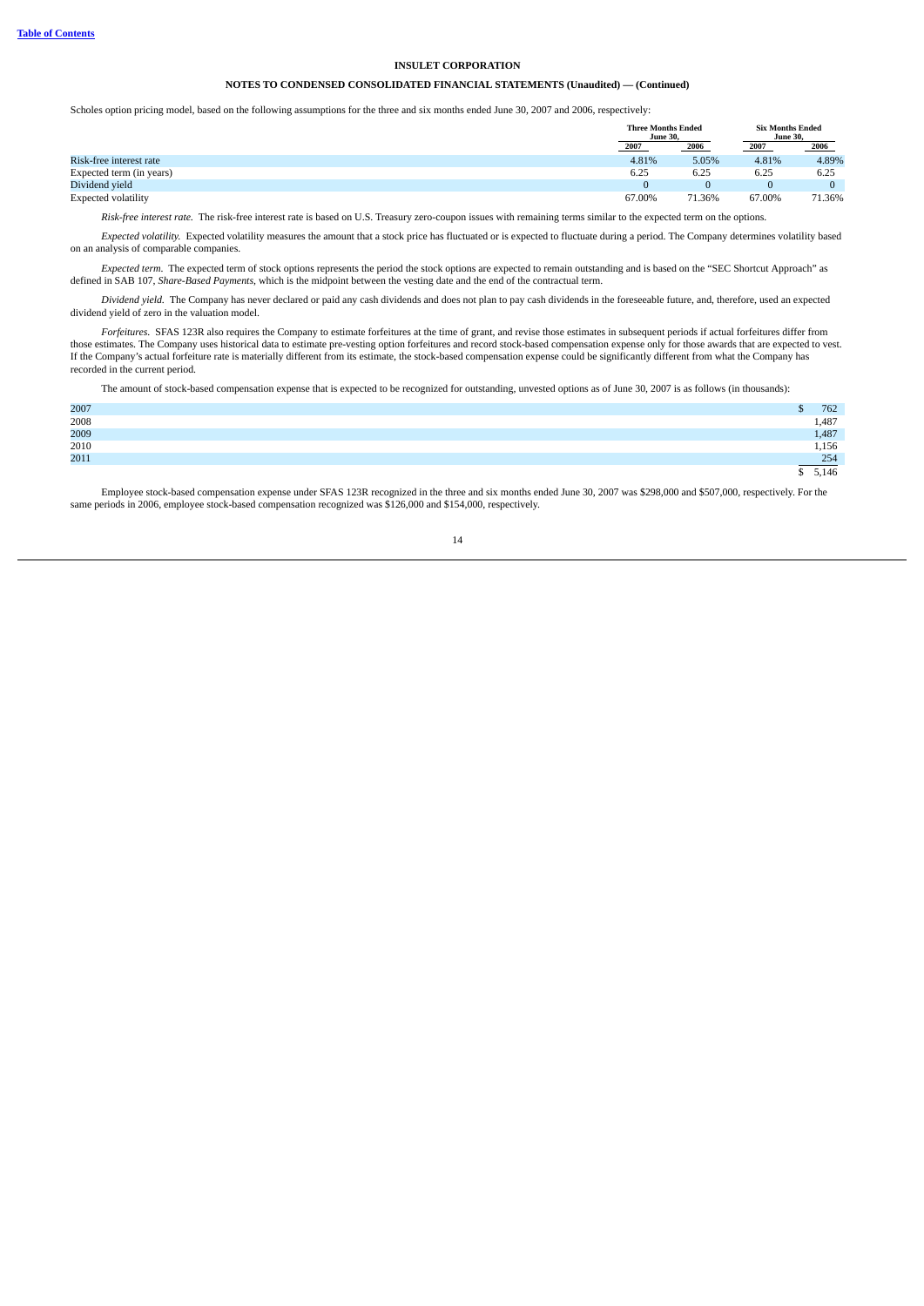**INSULET CORPORATION**

**NOTES TO CONDENSED CONSOLIDATED FINANCIAL STATEMENTS (Unaudited) — (Continued)**

Scholes option pricing model, based on the following assumptions for the three and six months ended June 30, 2007 and 2006, respectively:

| | Three Months Ended June 30, | | Six Months Ended June 30, | |
|---|---|---|---|---|
| | 2007 | 2006 | 2007 | 2006 |
| Risk-free interest rate | 4.81% | 5.05% | 4.81% | 4.89% |
| Expected term (in years) | 6.25 | 6.25 | 6.25 | 6.25 |
| Dividend yield | 0 | 0 | 0 | 0 |
| Expected volatility | 67.00% | 71.36% | 67.00% | 71.36% |

*Risk-free interest rate.* The risk-free interest rate is based on U.S. Treasury zero-coupon issues with remaining terms similar to the expected term on the options.

*Expected volatility.* Expected volatility measures the amount that a stock price has fluctuated or is expected to fluctuate during a period. The Company determines volatility based on an analysis of comparable companies.

*Expected term.* The expected term of stock options represents the period the stock options are expected to remain outstanding and is based on the "SEC Shortcut Approach" as defined in SAB 107, *Share-Based Payments*, which is the midpoint between the vesting date and the end of the contractual term.

*Dividend yield.* The Company has never declared or paid any cash dividends and does not plan to pay cash dividends in the foreseeable future, and, therefore, used an expected dividend yield of zero in the valuation model.

*Forfeitures.* SFAS 123R also requires the Company to estimate forfeitures at the time of grant, and revise those estimates in subsequent periods if actual forfeitures differ from those estimates. The Company uses historical data to estimate pre-vesting option forfeitures and record stock-based compensation expense only for those awards that are expected to vest. If the Company's actual forfeiture rate is materially different from its estimate, the stock-based compensation expense could be significantly different from what the Company has recorded in the current period.

The amount of stock-based compensation expense that is expected to be recognized for outstanding, unvested options as of June 30, 2007 is as follows (in thousands):

| | |
|---|---|
| 2007 | $ 762 |
| 2008 | 1,487 |
| 2009 | 1,487 |
| 2010 | 1,156 |
| 2011 | 254 |
| | $ 5,146 |

Employee stock-based compensation expense under SFAS 123R recognized in the three and six months ended June 30, 2007 was $298,000 and $507,000, respectively. For the same periods in 2006, employee stock-based compensation recognized was $126,000 and $154,000, respectively.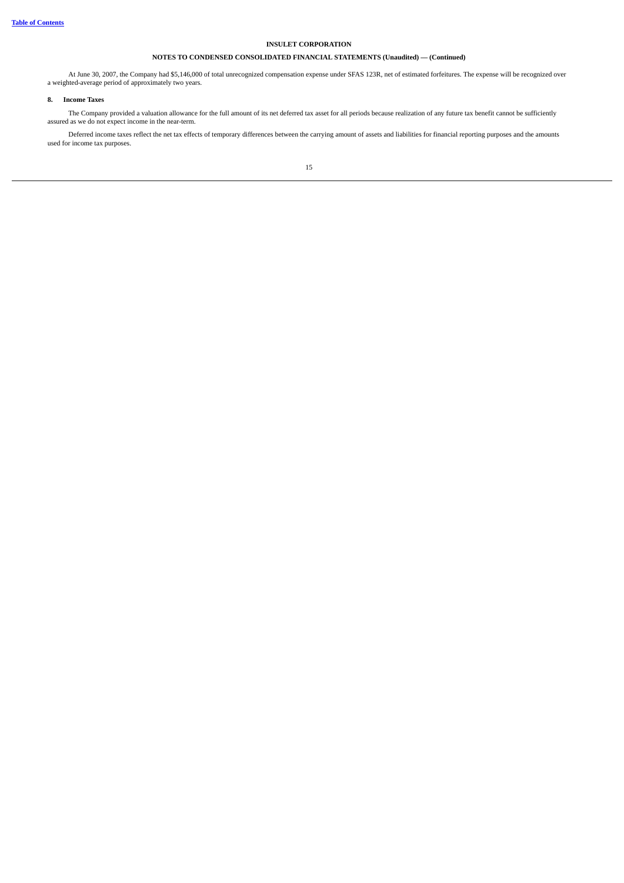At June 30, 2007, the Company had $5,146,000 of total unrecognized compensation expense under SFAS 123R, net of estimated forfeitures. The expense will be recognized over a weighted-average period of approximately two years.

### 8. Income Taxes

The Company provided a valuation allowance for the full amount of its net deferred tax asset for all periods because realization of any future tax benefit cannot be sufficiently assured as we do not expect income in the near-term.

Deferred income taxes reflect the net tax effects of temporary differences between the carrying amount of assets and liabilities for financial reporting purposes and the amounts used for income tax purposes.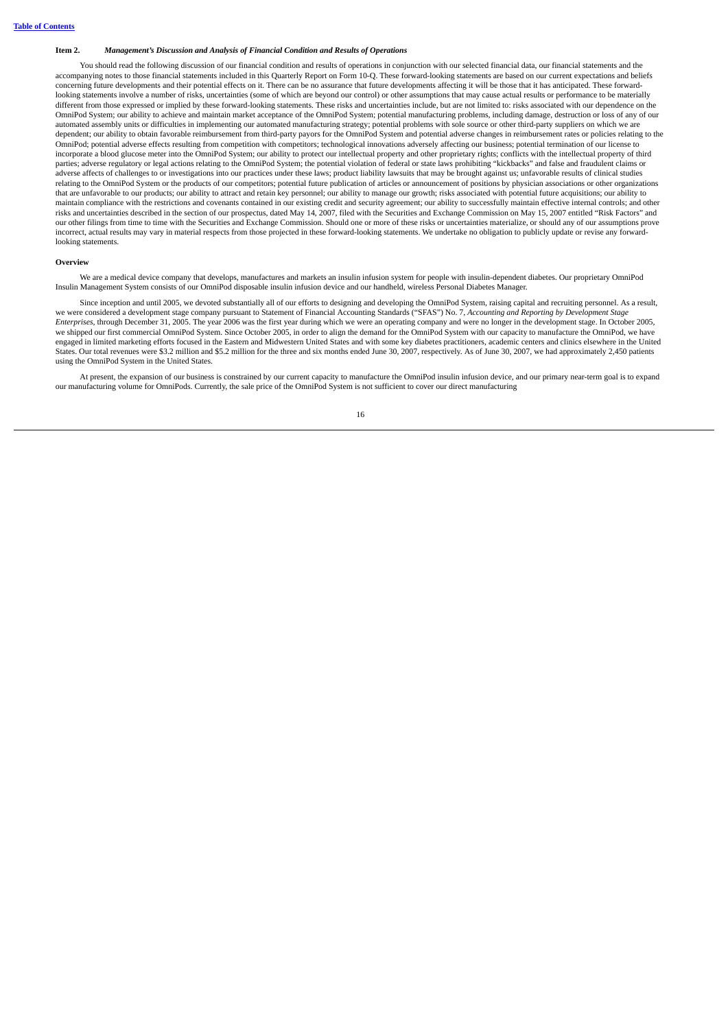**Item 2.** ***Management's Discussion and Analysis of Financial Condition and Results of Operations***

You should read the following discussion of our financial condition and results of operations in conjunction with our selected financial data, our financial statements and the accompanying notes to those financial statements included in this Quarterly Report on Form 10-Q. These forward-looking statements are based on our current expectations and beliefs concerning future developments and their potential effects on it. There can be no assurance that future developments affecting it will be those that it has anticipated. These forward-looking statements involve a number of risks, uncertainties (some of which are beyond our control) or other assumptions that may cause actual results or performance to be materially different from those expressed or implied by these forward-looking statements. These risks and uncertainties include, but are not limited to: risks associated with our dependence on the OmniPod System; our ability to achieve and maintain market acceptance of the OmniPod System; potential manufacturing problems, including damage, destruction or loss of any of our automated assembly units or difficulties in implementing our automated manufacturing strategy; potential problems with sole source or other third-party suppliers on which we are dependent; our ability to obtain favorable reimbursement from third-party payors for the OmniPod System and potential adverse changes in reimbursement rates or policies relating to the OmniPod; potential adverse effects resulting from competition with competitors; technological innovations adversely affecting our business; potential termination of our license to incorporate a blood glucose meter into the OmniPod System; our ability to protect our intellectual property and other proprietary rights; conflicts with the intellectual property of third parties; adverse regulatory or legal actions relating to the OmniPod System; the potential violation of federal or state laws prohibiting "kickbacks" and false and fraudulent claims or adverse affects of challenges to or investigations into our practices under these laws; product liability lawsuits that may be brought against us; unfavorable results of clinical studies relating to the OmniPod System or the products of our competitors; potential future publication of articles or announcement of positions by physician associations or other organizations that are unfavorable to our products; our ability to attract and retain key personnel; our ability to manage our growth; risks associated with potential future acquisitions; our ability to maintain compliance with the restrictions and covenants contained in our existing credit and security agreement; our ability to successfully maintain effective internal controls; and other risks and uncertainties described in the section of our prospectus, dated May 14, 2007, filed with the Securities and Exchange Commission on May 15, 2007 entitled "Risk Factors" and our other filings from time to time with the Securities and Exchange Commission. Should one or more of these risks or uncertainties materialize, or should any of our assumptions prove incorrect, actual results may vary in material respects from those projected in these forward-looking statements. We undertake no obligation to publicly update or revise any forward-looking statements.

**Overview**

We are a medical device company that develops, manufactures and markets an insulin infusion system for people with insulin-dependent diabetes. Our proprietary OmniPod Insulin Management System consists of our OmniPod disposable insulin infusion device and our handheld, wireless Personal Diabetes Manager.

Since inception and until 2005, we devoted substantially all of our efforts to designing and developing the OmniPod System, raising capital and recruiting personnel. As a result, we were considered a development stage company pursuant to Statement of Financial Accounting Standards ("SFAS") No. 7, *Accounting and Reporting by Development Stage Enterprises*, through December 31, 2005. The year 2006 was the first year during which we were an operating company and were no longer in the development stage. In October 2005, we shipped our first commercial OmniPod System. Since October 2005, in order to align the demand for the OmniPod System with our capacity to manufacture the OmniPod, we have engaged in limited marketing efforts focused in the Eastern and Midwestern United States and with some key diabetes practitioners, academic centers and clinics elsewhere in the United States. Our total revenues were $3.2 million and $5.2 million for the three and six months ended June 30, 2007, respectively. As of June 30, 2007, we had approximately 2,450 patients using the OmniPod System in the United States.

At present, the expansion of our business is constrained by our current capacity to manufacture the OmniPod insulin infusion device, and our primary near-term goal is to expand our manufacturing volume for OmniPods. Currently, the sale price of the OmniPod System is not sufficient to cover our direct manufacturing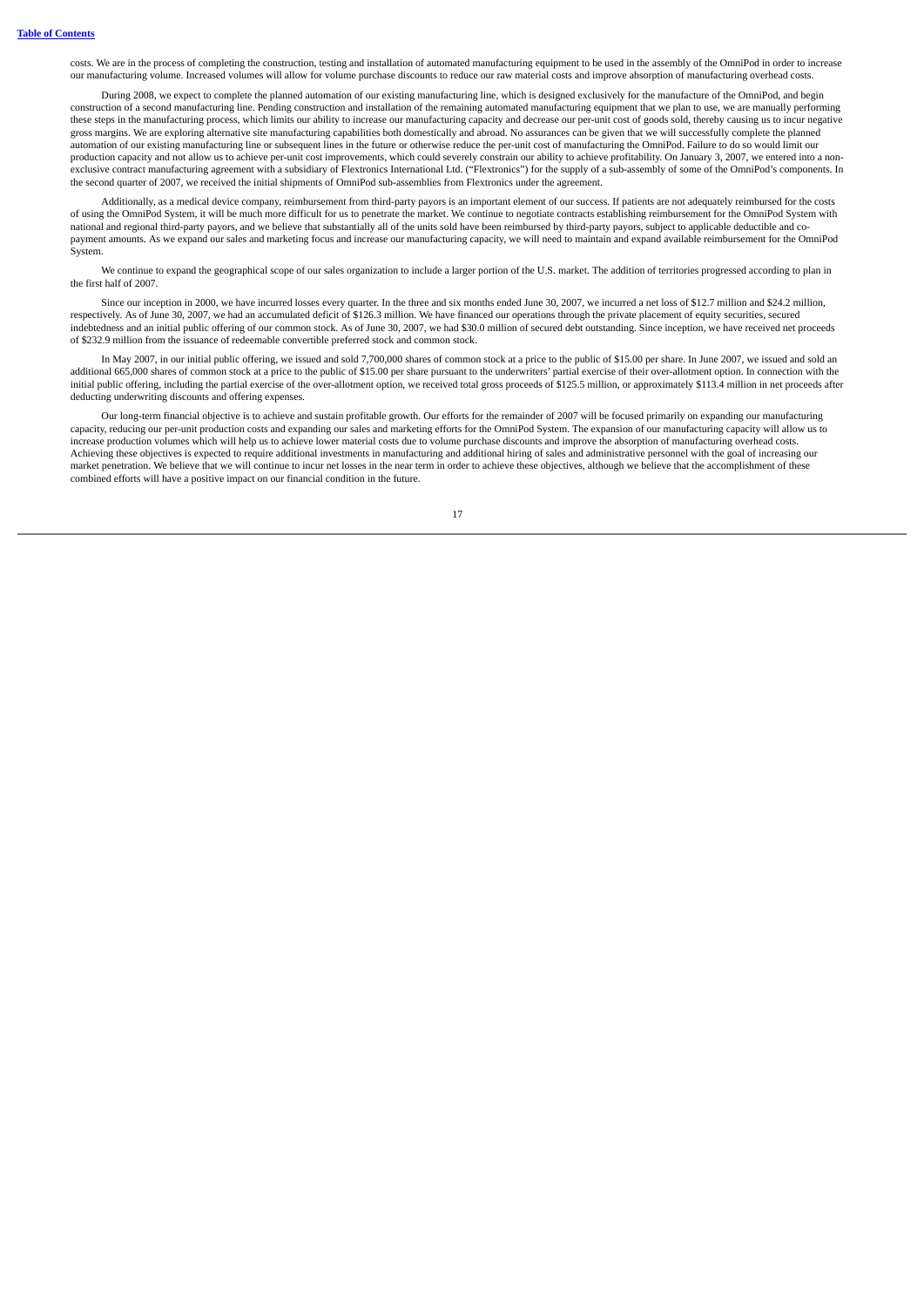costs. We are in the process of completing the construction, testing and installation of automated manufacturing equipment to be used in the assembly of the OmniPod in order to increase our manufacturing volume. Increased volumes will allow for volume purchase discounts to reduce our raw material costs and improve absorption of manufacturing overhead costs.

During 2008, we expect to complete the planned automation of our existing manufacturing line, which is designed exclusively for the manufacture of the OmniPod, and begin construction of a second manufacturing line. Pending construction and installation of the remaining automated manufacturing equipment that we plan to use, we are manually performing these steps in the manufacturing process, which limits our ability to increase our manufacturing capacity and decrease our per-unit cost of goods sold, thereby causing us to incur negative gross margins. We are exploring alternative site manufacturing capabilities both domestically and abroad. No assurances can be given that we will successfully complete the planned automation of our existing manufacturing line or subsequent lines in the future or otherwise reduce the per-unit cost of manufacturing the OmniPod. Failure to do so would limit our production capacity and not allow us to achieve per-unit cost improvements, which could severely constrain our ability to achieve profitability. On January 3, 2007, we entered into a non-exclusive contract manufacturing agreement with a subsidiary of Flextronics International Ltd. ("Flextronics") for the supply of a sub-assembly of some of the OmniPod's components. In the second quarter of 2007, we received the initial shipments of OmniPod sub-assemblies from Flextronics under the agreement.

Additionally, as a medical device company, reimbursement from third-party payors is an important element of our success. If patients are not adequately reimbursed for the costs of using the OmniPod System, it will be much more difficult for us to penetrate the market. We continue to negotiate contracts establishing reimbursement for the OmniPod System with national and regional third-party payors, and we believe that substantially all of the units sold have been reimbursed by third-party payors, subject to applicable deductible and co-payment amounts. As we expand our sales and marketing focus and increase our manufacturing capacity, we will need to maintain and expand available reimbursement for the OmniPod System.

We continue to expand the geographical scope of our sales organization to include a larger portion of the U.S. market. The addition of territories progressed according to plan in the first half of 2007.

Since our inception in 2000, we have incurred losses every quarter. In the three and six months ended June 30, 2007, we incurred a net loss of $12.7 million and $24.2 million, respectively. As of June 30, 2007, we had an accumulated deficit of $126.3 million. We have financed our operations through the private placement of equity securities, secured indebtedness and an initial public offering of our common stock. As of June 30, 2007, we had $30.0 million of secured debt outstanding. Since inception, we have received net proceeds of $232.9 million from the issuance of redeemable convertible preferred stock and common stock.

In May 2007, in our initial public offering, we issued and sold 7,700,000 shares of common stock at a price to the public of $15.00 per share. In June 2007, we issued and sold an additional 665,000 shares of common stock at a price to the public of $15.00 per share pursuant to the underwriters' partial exercise of their over-allotment option. In connection with the initial public offering, including the partial exercise of the over-allotment option, we received total gross proceeds of $125.5 million, or approximately $113.4 million in net proceeds after deducting underwriting discounts and offering expenses.

Our long-term financial objective is to achieve and sustain profitable growth. Our efforts for the remainder of 2007 will be focused primarily on expanding our manufacturing capacity, reducing our per-unit production costs and expanding our sales and marketing efforts for the OmniPod System. The expansion of our manufacturing capacity will allow us to increase production volumes which will help us to achieve lower material costs due to volume purchase discounts and improve the absorption of manufacturing overhead costs. Achieving these objectives is expected to require additional investments in manufacturing and additional hiring of sales and administrative personnel with the goal of increasing our market penetration. We believe that we will continue to incur net losses in the near term in order to achieve these objectives, although we believe that the accomplishment of these combined efforts will have a positive impact on our financial condition in the future.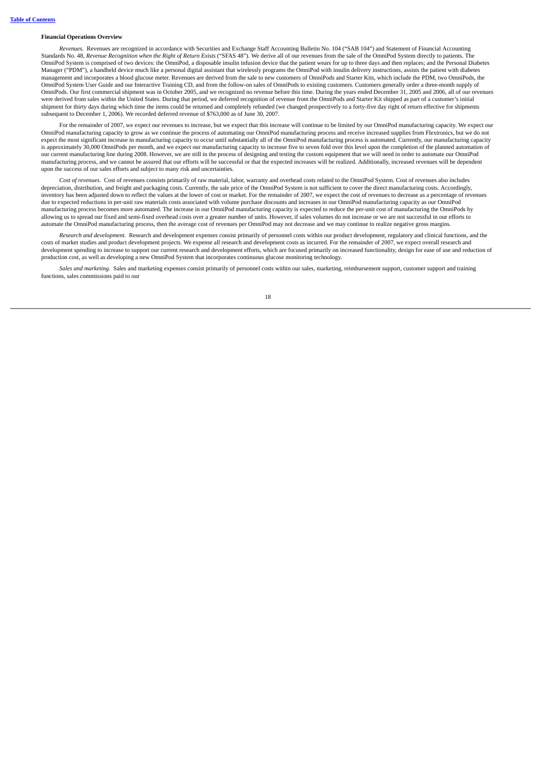**Financial Operations Overview**

*Revenues.* Revenues are recognized in accordance with Securities and Exchange Staff Accounting Bulletin No. 104 ("SAB 104") and Statement of Financial Accounting Standards No. 48, *Revenue Recognition when the Right of Return Exists* ("SFAS 48"). We derive all of our revenues from the sale of the OmniPod System directly to patients. The OmniPod System is comprised of two devices: the OmniPod, a disposable insulin infusion device that the patient wears for up to three days and then replaces; and the Personal Diabetes Manager ("PDM"), a handheld device much like a personal digital assistant that wirelessly programs the OmniPod with insulin delivery instructions, assists the patient with diabetes management and incorporates a blood glucose meter. Revenues are derived from the sale to new customers of OmniPods and Starter Kits, which include the PDM, two OmniPods, the OmniPod System User Guide and our Interactive Training CD, and from the follow-on sales of OmniPods to existing customers. Customers generally order a three-month supply of OmniPods. Our first commercial shipment was in October 2005, and we recognized no revenue before this time. During the years ended December 31, 2005 and 2006, all of our revenues were derived from sales within the United States. During that period, we deferred recognition of revenue from the OmniPods and Starter Kit shipped as part of a customer's initial shipment for thirty days during which time the items could be returned and completely refunded (we changed prospectively to a forty-five day right of return effective for shipments subsequent to December 1, 2006). We recorded deferred revenue of $763,000 as of June 30, 2007.

For the remainder of 2007, we expect our revenues to increase, but we expect that this increase will continue to be limited by our OmniPod manufacturing capacity. We expect our OmniPod manufacturing capacity to grow as we continue the process of automating our OmniPod manufacturing process and receive increased supplies from Flextronics, but we do not expect the most significant increase in manufacturing capacity to occur until substantially all of the OmniPod manufacturing process is automated. Currently, our manufacturing capacity is approximately 30,000 OmniPods per month, and we expect our manufacturing capacity to increase five to seven fold over this level upon the completion of the planned automation of our current manufacturing line during 2008. However, we are still in the process of designing and testing the custom equipment that we will need in order to automate our OmniPod manufacturing process, and we cannot be assured that our efforts will be successful or that the expected increases will be realized. Additionally, increased revenues will be dependent upon the success of our sales efforts and subject to many risk and uncertainties.

*Cost of revenues.* Cost of revenues consists primarily of raw material, labor, warranty and overhead costs related to the OmniPod System. Cost of revenues also includes depreciation, distribution, and freight and packaging costs. Currently, the sale price of the OmniPod System is not sufficient to cover the direct manufacturing costs. Accordingly, inventory has been adjusted down to reflect the values at the lower of cost or market. For the remainder of 2007, we expect the cost of revenues to decrease as a percentage of revenues due to expected reductions in per-unit raw materials costs associated with volume purchase discounts and increases in our OmniPod manufacturing capacity as our OmniPod manufacturing process becomes more automated. The increase in our OmniPod manufacturing capacity is expected to reduce the per-unit cost of manufacturing the OmniPods by allowing us to spread our fixed and semi-fixed overhead costs over a greater number of units. However, if sales volumes do not increase or we are not successful in our efforts to automate the OmniPod manufacturing process, then the average cost of revenues per OmniPod may not decrease and we may continue to realize negative gross margins.

*Research and development.* Research and development expenses consist primarily of personnel costs within our product development, regulatory and clinical functions, and the costs of market studies and product development projects. We expense all research and development costs as incurred. For the remainder of 2007, we expect overall research and development spending to increase to support our current research and development efforts, which are focused primarily on increased functionality, design for ease of use and reduction of production cost, as well as developing a new OmniPod System that incorporates continuous glucose monitoring technology.

*Sales and marketing.* Sales and marketing expenses consist primarily of personnel costs within our sales, marketing, reimbursement support, customer support and training functions, sales commissions paid to our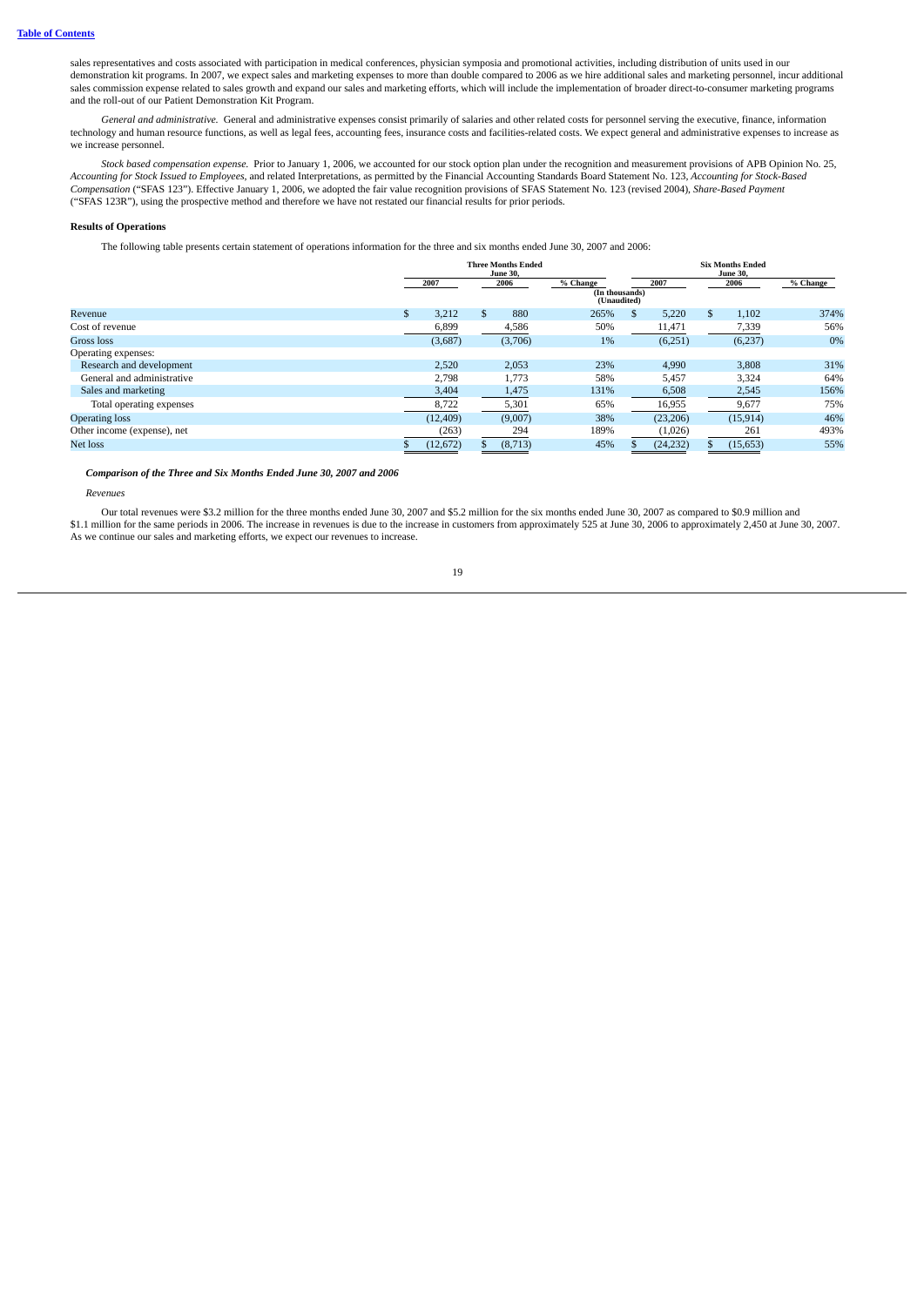sales representatives and costs associated with participation in medical conferences, physician symposia and promotional activities, including distribution of units used in our demonstration kit programs. In 2007, we expect sales and marketing expenses to more than double compared to 2006 as we hire additional sales and marketing personnel, incur additional sales commission expense related to sales growth and expand our sales and marketing efforts, which will include the implementation of broader direct-to-consumer marketing programs and the roll-out of our Patient Demonstration Kit Program.

*General and administrative.* General and administrative expenses consist primarily of salaries and other related costs for personnel serving the executive, finance, information technology and human resource functions, as well as legal fees, accounting fees, insurance costs and facilities-related costs. We expect general and administrative expenses to increase as we increase personnel.

*Stock based compensation expense.* Prior to January 1, 2006, we accounted for our stock option plan under the recognition and measurement provisions of APB Opinion No. 25, *Accounting for Stock Issued to Employees*, and related Interpretations, as permitted by the Financial Accounting Standards Board Statement No. 123, *Accounting for Stock-Based Compensation* ("SFAS 123"). Effective January 1, 2006, we adopted the fair value recognition provisions of SFAS Statement No. 123 (revised 2004), *Share-Based Payment* ("SFAS 123R"), using the prospective method and therefore we have not restated our financial results for prior periods.

**Results of Operations**

The following table presents certain statement of operations information for the three and six months ended June 30, 2007 and 2006:

| | Three Months Ended June 30, | | | Six Months Ended June 30, | | |
|---|---|---|---|---|---|---|
| | 2007 | 2006 | % Change | 2007 | 2006 | % Change |
| | (In thousands) (Unaudited) | | | | | |
| Revenue | $ 3,212 | $ 880 | 265% | $ 5,220 | $ 1,102 | 374% |
| Cost of revenue | 6,899 | 4,586 | 50% | 11,471 | 7,339 | 56% |
| Gross loss | (3,687) | (3,706) | 1% | (6,251) | (6,237) | 0% |
| Operating expenses: | | | | | | |
| Research and development | 2,520 | 2,053 | 23% | 4,990 | 3,808 | 31% |
| General and administrative | 2,798 | 1,773 | 58% | 5,457 | 3,324 | 64% |
| Sales and marketing | 3,404 | 1,475 | 131% | 6,508 | 2,545 | 156% |
| Total operating expenses | 8,722 | 5,301 | 65% | 16,955 | 9,677 | 75% |
| Operating loss | (12,409) | (9,007) | 38% | (23,206) | (15,914) | 46% |
| Other income (expense), net | (263) | 294 | 189% | (1,026) | 261 | 493% |
| Net loss | $ (12,672) | $ (8,713) | 45% | $ (24,232) | $ (15,653) | 55% |

***Comparison of the Three and Six Months Ended June 30, 2007 and 2006***

*Revenues*

Our total revenues were $3.2 million for the three months ended June 30, 2007 and $5.2 million for the six months ended June 30, 2007 as compared to $0.9 million and $1.1 million for the same periods in 2006. The increase in revenues is due to the increase in customers from approximately 525 at June 30, 2006 to approximately 2,450 at June 30, 2007. As we continue our sales and marketing efforts, we expect our revenues to increase.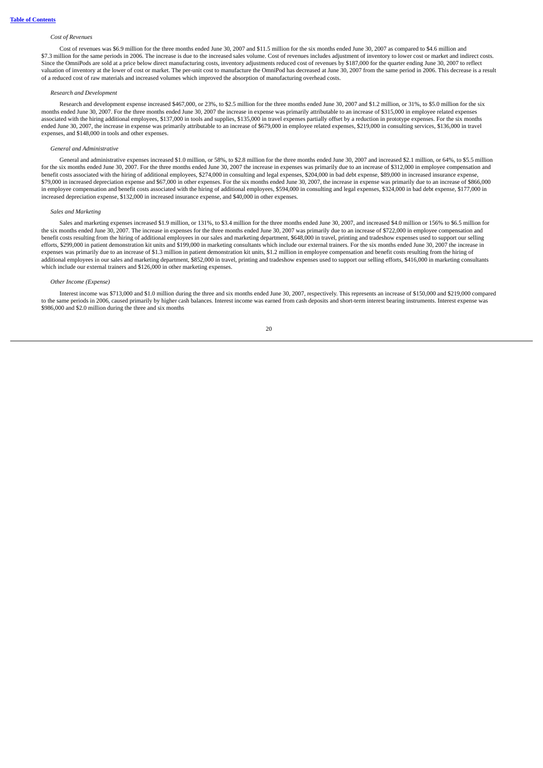*Cost of Revenues*

Cost of revenues was $6.9 million for the three months ended June 30, 2007 and $11.5 million for the six months ended June 30, 2007 as compared to $4.6 million and $7.3 million for the same periods in 2006. The increase is due to the increased sales volume. Cost of revenues includes adjustment of inventory to lower cost or market and indirect costs. Since the OmniPods are sold at a price below direct manufacturing costs, inventory adjustments reduced cost of revenues by $187,000 for the quarter ending June 30, 2007 to reflect valuation of inventory at the lower of cost or market. The per-unit cost to manufacture the OmniPod has decreased at June 30, 2007 from the same period in 2006. This decrease is a result of a reduced cost of raw materials and increased volumes which improved the absorption of manufacturing overhead costs.

*Research and Development*

Research and development expense increased $467,000, or 23%, to $2.5 million for the three months ended June 30, 2007 and $1.2 million, or 31%, to $5.0 million for the six months ended June 30, 2007. For the three months ended June 30, 2007 the increase in expense was primarily attributable to an increase of $315,000 in employee related expenses associated with the hiring additional employees, $137,000 in tools and supplies, $135,000 in travel expenses partially offset by a reduction in prototype expenses. For the six months ended June 30, 2007, the increase in expense was primarily attributable to an increase of $679,000 in employee related expenses, $219,000 in consulting services, $136,000 in travel expenses, and $148,000 in tools and other expenses.

*General and Administrative*

General and administrative expenses increased $1.0 million, or 58%, to $2.8 million for the three months ended June 30, 2007 and increased $2.1 million, or 64%, to $5.5 million for the six months ended June 30, 2007. For the three months ended June 30, 2007 the increase in expenses was primarily due to an increase of $312,000 in employee compensation and benefit costs associated with the hiring of additional employees, $274,000 in consulting and legal expenses, $204,000 in bad debt expense, $89,000 in increased insurance expense, $79,000 in increased depreciation expense and $67,000 in other expenses. For the six months ended June 30, 2007, the increase in expense was primarily due to an increase of $866,000 in employee compensation and benefit costs associated with the hiring of additional employees, $594,000 in consulting and legal expenses, $324,000 in bad debt expense, $177,000 in increased depreciation expense, $132,000 in increased insurance expense, and $40,000 in other expenses.

*Sales and Marketing*

Sales and marketing expenses increased $1.9 million, or 131%, to $3.4 million for the three months ended June 30, 2007, and increased $4.0 million or 156% to $6.5 million for the six months ended June 30, 2007. The increase in expenses for the three months ended June 30, 2007 was primarily due to an increase of $722,000 in employee compensation and benefit costs resulting from the hiring of additional employees in our sales and marketing department, $648,000 in travel, printing and tradeshow expenses used to support our selling efforts, $299,000 in patient demonstration kit units and $199,000 in marketing consultants which include our external trainers. For the six months ended June 30, 2007 the increase in expenses was primarily due to an increase of $1.3 million in patient demonstration kit units, $1.2 million in employee compensation and benefit costs resulting from the hiring of additional employees in our sales and marketing department, $852,000 in travel, printing and tradeshow expenses used to support our selling efforts, $416,000 in marketing consultants which include our external trainers and $126,000 in other marketing expenses.

*Other Income (Expense)*

Interest income was $713,000 and $1.0 million during the three and six months ended June 30, 2007, respectively. This represents an increase of $150,000 and $219,000 compared to the same periods in 2006, caused primarily by higher cash balances. Interest income was earned from cash deposits and short-term interest bearing instruments. Interest expense was $986,000 and $2.0 million during the three and six months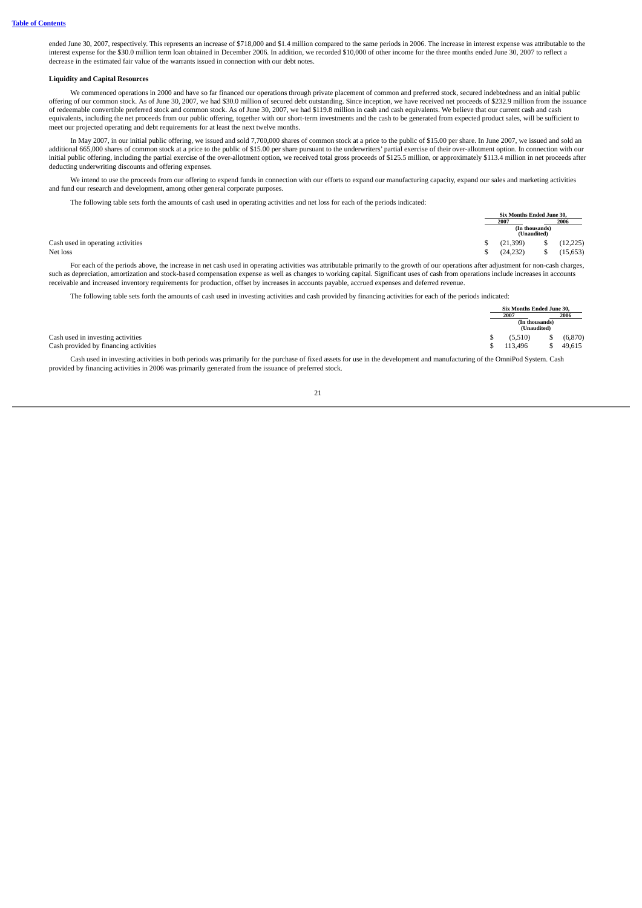ended June 30, 2007, respectively. This represents an increase of $718,000 and $1.4 million compared to the same periods in 2006. The increase in interest expense was attributable to the interest expense for the $30.0 million term loan obtained in December 2006. In addition, we recorded $10,000 of other income for the three months ended June 30, 2007 to reflect a decrease in the estimated fair value of the warrants issued in connection with our debt notes.

**Liquidity and Capital Resources**

We commenced operations in 2000 and have so far financed our operations through private placement of common and preferred stock, secured indebtedness and an initial public offering of our common stock. As of June 30, 2007, we had $30.0 million of secured debt outstanding. Since inception, we have received net proceeds of $232.9 million from the issuance of redeemable convertible preferred stock and common stock. As of June 30, 2007, we had $119.8 million in cash and cash equivalents. We believe that our current cash and cash equivalents, including the net proceeds from our public offering, together with our short-term investments and the cash to be generated from expected product sales, will be sufficient to meet our projected operating and debt requirements for at least the next twelve months.

In May 2007, in our initial public offering, we issued and sold 7,700,000 shares of common stock at a price to the public of $15.00 per share. In June 2007, we issued and sold an additional 665,000 shares of common stock at a price to the public of $15.00 per share pursuant to the underwriters' partial exercise of their over-allotment option. In connection with our initial public offering, including the partial exercise of the over-allotment option, we received total gross proceeds of $125.5 million, or approximately $113.4 million in net proceeds after deducting underwriting discounts and offering expenses.

We intend to use the proceeds from our offering to expend funds in connection with our efforts to expand our manufacturing capacity, expand our sales and marketing activities and fund our research and development, among other general corporate purposes.

The following table sets forth the amounts of cash used in operating activities and net loss for each of the periods indicated:

| | Six Months Ended June 30, | |
|---|---|---|
| | 2007 | 2006 |
| | (In thousands) (Unaudited) | |
| Cash used in operating activities | $ (21,399) | $ (12,225) |
| Net loss | $ (24,232) | $ (15,653) |

For each of the periods above, the increase in net cash used in operating activities was attributable primarily to the growth of our operations after adjustment for non-cash charges, such as depreciation, amortization and stock-based compensation expense as well as changes to working capital. Significant uses of cash from operations include increases in accounts receivable and increased inventory requirements for production, offset by increases in accounts payable, accrued expenses and deferred revenue.

The following table sets forth the amounts of cash used in investing activities and cash provided by financing activities for each of the periods indicated:

| | Six Months Ended June 30, | |
|---|---|---|
| | 2007 | 2006 |
| | (In thousands) (Unaudited) | |
| Cash used in investing activities | $ (5,510) | $ (6,870) |
| Cash provided by financing activities | $ 113,496 | $ 49,615 |

Cash used in investing activities in both periods was primarily for the purchase of fixed assets for use in the development and manufacturing of the OmniPod System. Cash provided by financing activities in 2006 was primarily generated from the issuance of preferred stock.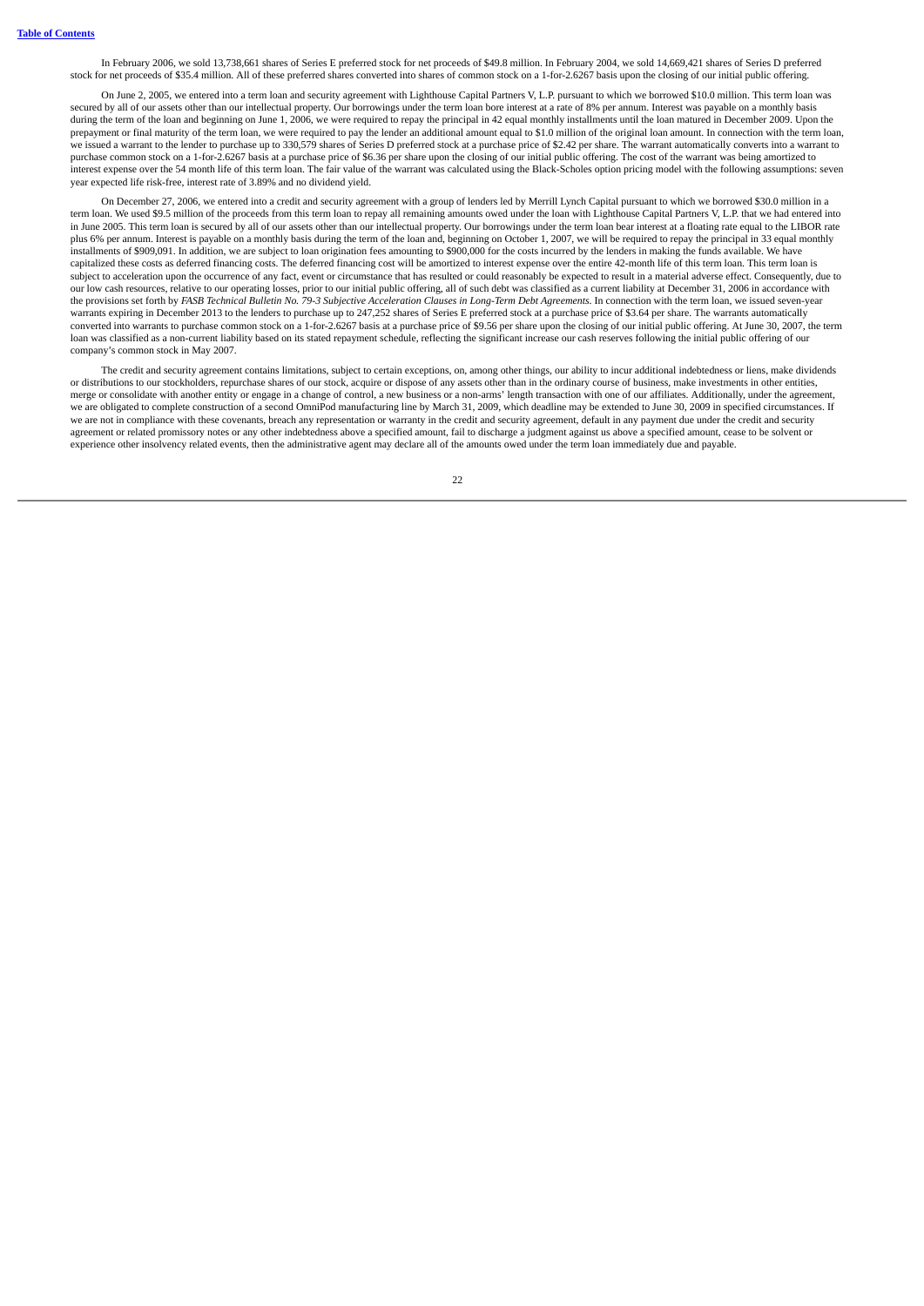In February 2006, we sold 13,738,661 shares of Series E preferred stock for net proceeds of $49.8 million. In February 2004, we sold 14,669,421 shares of Series D preferred stock for net proceeds of $35.4 million. All of these preferred shares converted into shares of common stock on a 1-for-2.6267 basis upon the closing of our initial public offering.

On June 2, 2005, we entered into a term loan and security agreement with Lighthouse Capital Partners V, L.P. pursuant to which we borrowed $10.0 million. This term loan was secured by all of our assets other than our intellectual property. Our borrowings under the term loan bore interest at a rate of 8% per annum. Interest was payable on a monthly basis during the term of the loan and beginning on June 1, 2006, we were required to repay the principal in 42 equal monthly installments until the loan matured in December 2009. Upon the prepayment or final maturity of the term loan, we were required to pay the lender an additional amount equal to $1.0 million of the original loan amount. In connection with the term loan, we issued a warrant to the lender to purchase up to 330,579 shares of Series D preferred stock at a purchase price of $2.42 per share. The warrant automatically converts into a warrant to purchase common stock on a 1-for-2.6267 basis at a purchase price of $6.36 per share upon the closing of our initial public offering. The cost of the warrant was being amortized to interest expense over the 54 month life of this term loan. The fair value of the warrant was calculated using the Black-Scholes option pricing model with the following assumptions: seven year expected life risk-free, interest rate of 3.89% and no dividend yield.

On December 27, 2006, we entered into a credit and security agreement with a group of lenders led by Merrill Lynch Capital pursuant to which we borrowed $30.0 million in a term loan. We used $9.5 million of the proceeds from this term loan to repay all remaining amounts owed under the loan with Lighthouse Capital Partners V, L.P. that we had entered into in June 2005. This term loan is secured by all of our assets other than our intellectual property. Our borrowings under the term loan bear interest at a floating rate equal to the LIBOR rate plus 6% per annum. Interest is payable on a monthly basis during the term of the loan and, beginning on October 1, 2007, we will be required to repay the principal in 33 equal monthly installments of $909,091. In addition, we are subject to loan origination fees amounting to $900,000 for the costs incurred by the lenders in making the funds available. We have capitalized these costs as deferred financing costs. The deferred financing cost will be amortized to interest expense over the entire 42-month life of this term loan. This term loan is subject to acceleration upon the occurrence of any fact, event or circumstance that has resulted or could reasonably be expected to result in a material adverse effect. Consequently, due to our low cash resources, relative to our operating losses, prior to our initial public offering, all of such debt was classified as a current liability at December 31, 2006 in accordance with the provisions set forth by *FASB Technical Bulletin No. 79-3 Subjective Acceleration Clauses in Long-Term Debt Agreements*. In connection with the term loan, we issued seven-year warrants expiring in December 2013 to the lenders to purchase up to 247,252 shares of Series E preferred stock at a purchase price of $3.64 per share. The warrants automatically converted into warrants to purchase common stock on a 1-for-2.6267 basis at a purchase price of $9.56 per share upon the closing of our initial public offering. At June 30, 2007, the term loan was classified as a non-current liability based on its stated repayment schedule, reflecting the significant increase our cash reserves following the initial public offering of our company's common stock in May 2007.

The credit and security agreement contains limitations, subject to certain exceptions, on, among other things, our ability to incur additional indebtedness or liens, make dividends or distributions to our stockholders, repurchase shares of our stock, acquire or dispose of any assets other than in the ordinary course of business, make investments in other entities, merge or consolidate with another entity or engage in a change of control, a new business or a non-arms' length transaction with one of our affiliates. Additionally, under the agreement, we are obligated to complete construction of a second OmniPod manufacturing line by March 31, 2009, which deadline may be extended to June 30, 2009 in specified circumstances. If we are not in compliance with these covenants, breach any representation or warranty in the credit and security agreement, default in any payment due under the credit and security agreement or related promissory notes or any other indebtedness above a specified amount, fail to discharge a judgment against us above a specified amount, cease to be solvent or experience other insolvency related events, then the administrative agent may declare all of the amounts owed under the term loan immediately due and payable.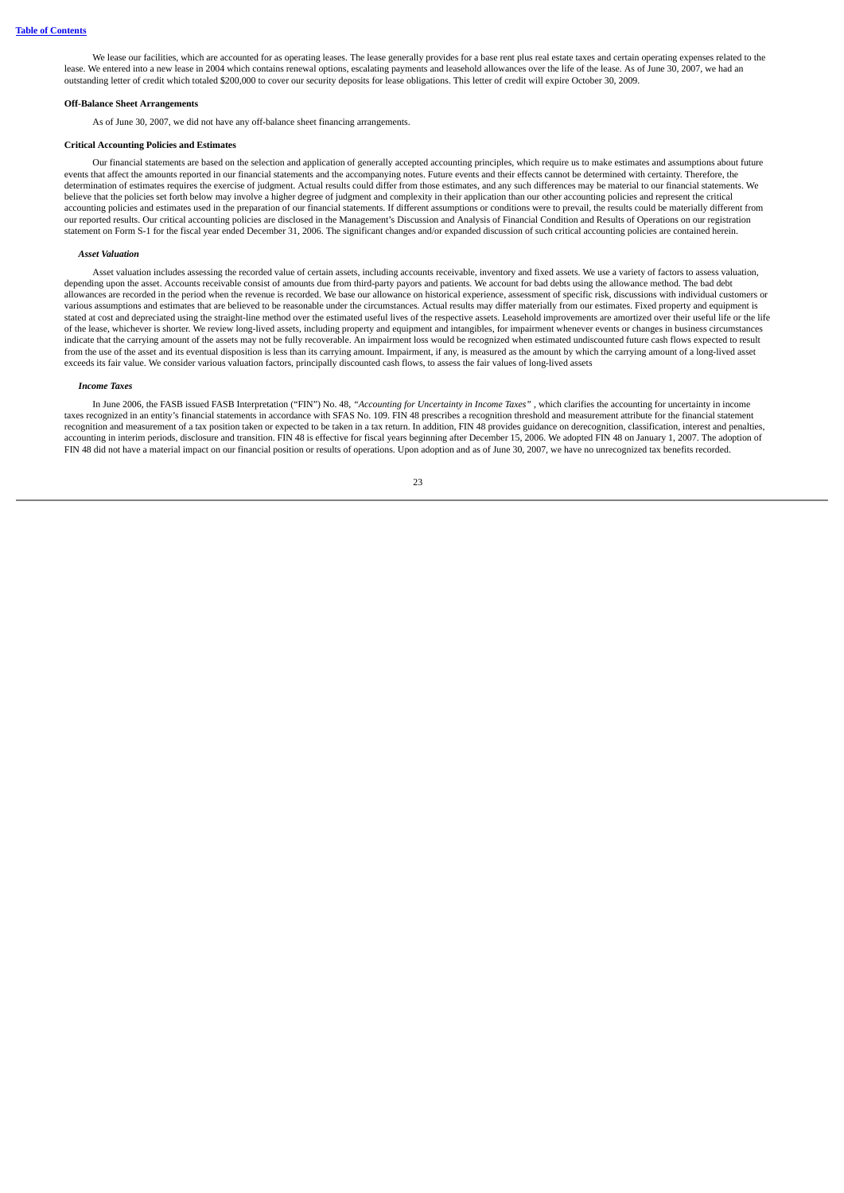We lease our facilities, which are accounted for as operating leases. The lease generally provides for a base rent plus real estate taxes and certain operating expenses related to the lease. We entered into a new lease in 2004 which contains renewal options, escalating payments and leasehold allowances over the life of the lease. As of June 30, 2007, we had an outstanding letter of credit which totaled $200,000 to cover our security deposits for lease obligations. This letter of credit will expire October 30, 2009.

**Off-Balance Sheet Arrangements**

As of June 30, 2007, we did not have any off-balance sheet financing arrangements.

**Critical Accounting Policies and Estimates**

Our financial statements are based on the selection and application of generally accepted accounting principles, which require us to make estimates and assumptions about future events that affect the amounts reported in our financial statements and the accompanying notes. Future events and their effects cannot be determined with certainty. Therefore, the determination of estimates requires the exercise of judgment. Actual results could differ from those estimates, and any such differences may be material to our financial statements. We believe that the policies set forth below may involve a higher degree of judgment and complexity in their application than our other accounting policies and represent the critical accounting policies and estimates used in the preparation of our financial statements. If different assumptions or conditions were to prevail, the results could be materially different from our reported results. Our critical accounting policies are disclosed in the Management's Discussion and Analysis of Financial Condition and Results of Operations on our registration statement on Form S-1 for the fiscal year ended December 31, 2006. The significant changes and/or expanded discussion of such critical accounting policies are contained herein.

***Asset Valuation***

Asset valuation includes assessing the recorded value of certain assets, including accounts receivable, inventory and fixed assets. We use a variety of factors to assess valuation, depending upon the asset. Accounts receivable consist of amounts due from third-party payors and patients. We account for bad debts using the allowance method. The bad debt allowances are recorded in the period when the revenue is recorded. We base our allowance on historical experience, assessment of specific risk, discussions with individual customers or various assumptions and estimates that are believed to be reasonable under the circumstances. Actual results may differ materially from our estimates. Fixed property and equipment is stated at cost and depreciated using the straight-line method over the estimated useful lives of the respective assets. Leasehold improvements are amortized over their useful life or the life of the lease, whichever is shorter. We review long-lived assets, including property and equipment and intangibles, for impairment whenever events or changes in business circumstances indicate that the carrying amount of the assets may not be fully recoverable. An impairment loss would be recognized when estimated undiscounted future cash flows expected to result from the use of the asset and its eventual disposition is less than its carrying amount. Impairment, if any, is measured as the amount by which the carrying amount of a long-lived asset exceeds its fair value. We consider various valuation factors, principally discounted cash flows, to assess the fair values of long-lived assets

***Income Taxes***

In June 2006, the FASB issued FASB Interpretation ("FIN") No. 48, *"Accounting for Uncertainty in Income Taxes"* , which clarifies the accounting for uncertainty in income taxes recognized in an entity's financial statements in accordance with SFAS No. 109. FIN 48 prescribes a recognition threshold and measurement attribute for the financial statement recognition and measurement of a tax position taken or expected to be taken in a tax return. In addition, FIN 48 provides guidance on derecognition, classification, interest and penalties, accounting in interim periods, disclosure and transition. FIN 48 is effective for fiscal years beginning after December 15, 2006. We adopted FIN 48 on January 1, 2007. The adoption of FIN 48 did not have a material impact on our financial position or results of operations. Upon adoption and as of June 30, 2007, we have no unrecognized tax benefits recorded.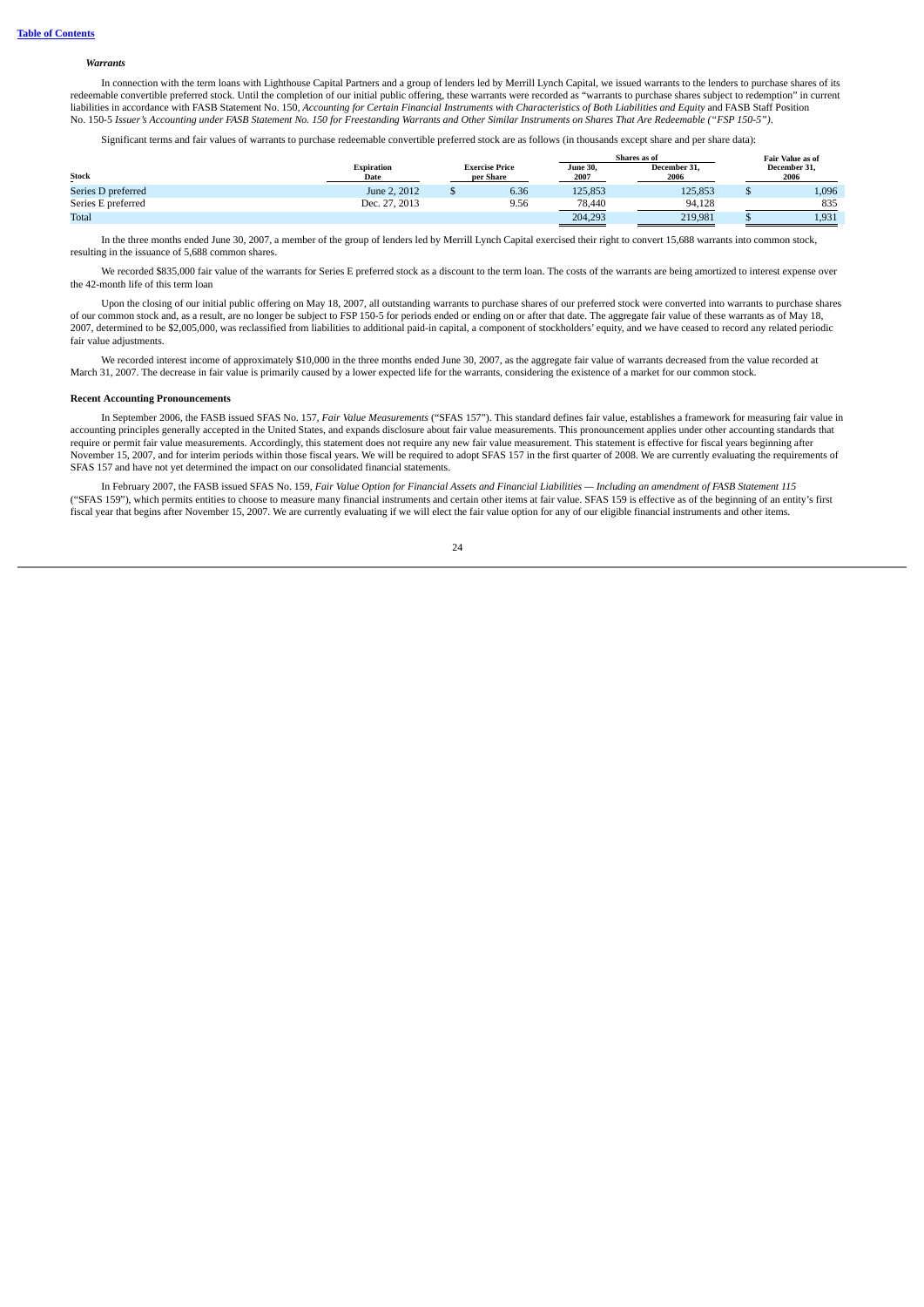[Table of Contents](#)

### *Warrants*

In connection with the term loans with Lighthouse Capital Partners and a group of lenders led by Merrill Lynch Capital, we issued warrants to the lenders to purchase shares of its redeemable convertible preferred stock. Until the completion of our initial public offering, these warrants were recorded as "warrants to purchase shares subject to redemption" in current liabilities in accordance with FASB Statement No. 150, *Accounting for Certain Financial Instruments with Characteristics of Both Liabilities and Equity* and FASB Staff Position No. 150-5 *Issuer's Accounting under FASB Statement No. 150 for Freestanding Warrants and Other Similar Instruments on Shares That Are Redeemable ("FSP 150-5")*.

Significant terms and fair values of warrants to purchase redeemable convertible preferred stock are as follows (in thousands except share and per share data):

| Stock | Expiration Date | Exercise Price per Share | Shares as of June 30, 2007 | Shares as of December 31, 2006 | Fair Value as of December 31, 2006 |
|---|---|---|---|---|---|
| Series D preferred | June 2, 2012 | $ 6.36 | 125,853 | 125,853 | $ 1,096 |
| Series E preferred | Dec. 27, 2013 | 9.56 | 78,440 | 94,128 | 835 |
| Total | | | 204,293 | 219,981 | $ 1,931 |

In the three months ended June 30, 2007, a member of the group of lenders led by Merrill Lynch Capital exercised their right to convert 15,688 warrants into common stock, resulting in the issuance of 5,688 common shares.

We recorded $835,000 fair value of the warrants for Series E preferred stock as a discount to the term loan. The costs of the warrants are being amortized to interest expense over the 42-month life of this term loan

Upon the closing of our initial public offering on May 18, 2007, all outstanding warrants to purchase shares of our preferred stock were converted into warrants to purchase shares of our common stock and, as a result, are no longer be subject to FSP 150-5 for periods ended or ending on or after that date. The aggregate fair value of these warrants as of May 18, 2007, determined to be $2,005,000, was reclassified from liabilities to additional paid-in capital, a component of stockholders' equity, and we have ceased to record any related periodic fair value adjustments.

We recorded interest income of approximately $10,000 in the three months ended June 30, 2007, as the aggregate fair value of warrants decreased from the value recorded at March 31, 2007. The decrease in fair value is primarily caused by a lower expected life for the warrants, considering the existence of a market for our common stock.

### Recent Accounting Pronouncements

In September 2006, the FASB issued SFAS No. 157, *Fair Value Measurements* ("SFAS 157"). This standard defines fair value, establishes a framework for measuring fair value in accounting principles generally accepted in the United States, and expands disclosure about fair value measurements. This pronouncement applies under other accounting standards that require or permit fair value measurements. Accordingly, this statement does not require any new fair value measurement. This statement is effective for fiscal years beginning after November 15, 2007, and for interim periods within those fiscal years. We will be required to adopt SFAS 157 in the first quarter of 2008. We are currently evaluating the requirements of SFAS 157 and have not yet determined the impact on our consolidated financial statements.

In February 2007, the FASB issued SFAS No. 159, *Fair Value Option for Financial Assets and Financial Liabilities — Including an amendment of FASB Statement 115* ("SFAS 159"), which permits entities to choose to measure many financial instruments and certain other items at fair value. SFAS 159 is effective as of the beginning of an entity's first fiscal year that begins after November 15, 2007. We are currently evaluating if we will elect the fair value option for any of our eligible financial instruments and other items.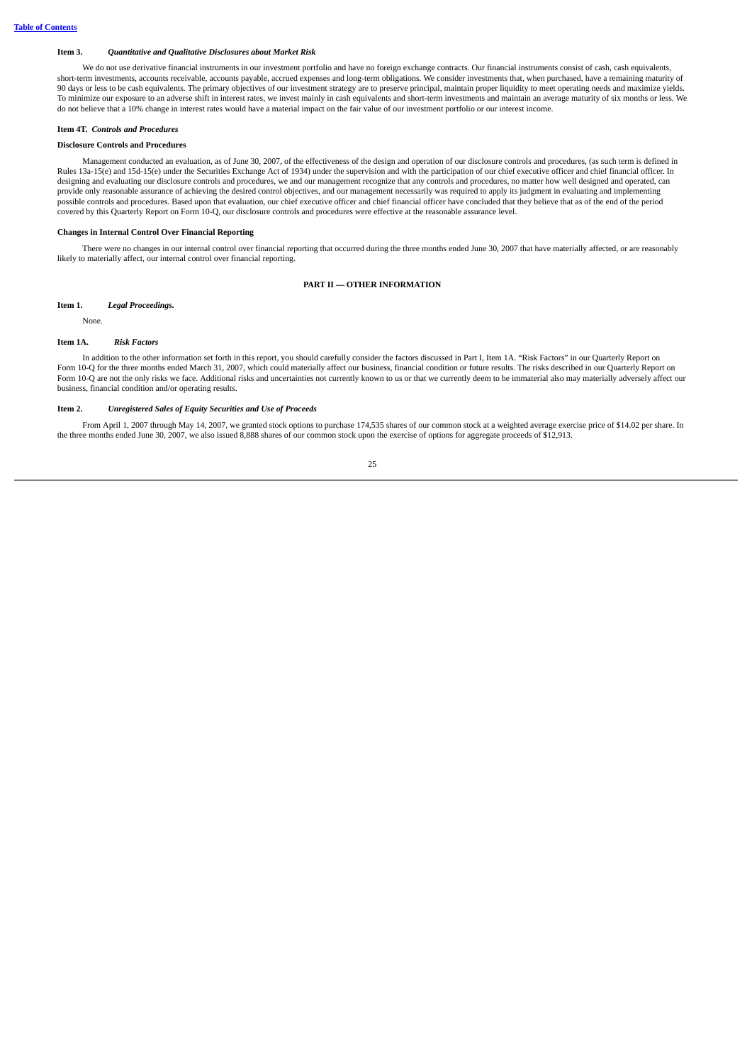### Item 3. *Quantitative and Qualitative Disclosures about Market Risk*

We do not use derivative financial instruments in our investment portfolio and have no foreign exchange contracts. Our financial instruments consist of cash, cash equivalents, short-term investments, accounts receivable, accounts payable, accrued expenses and long-term obligations. We consider investments that, when purchased, have a remaining maturity of 90 days or less to be cash equivalents. The primary objectives of our investment strategy are to preserve principal, maintain proper liquidity to meet operating needs and maximize yields. To minimize our exposure to an adverse shift in interest rates, we invest mainly in cash equivalents and short-term investments and maintain an average maturity of six months or less. We do not believe that a 10% change in interest rates would have a material impact on the fair value of our investment portfolio or our interest income.

### Item 4T. *Controls and Procedures*

**Disclosure Controls and Procedures**

Management conducted an evaluation, as of June 30, 2007, of the effectiveness of the design and operation of our disclosure controls and procedures, (as such term is defined in Rules 13a-15(e) and 15d-15(e) under the Securities Exchange Act of 1934) under the supervision and with the participation of our chief executive officer and chief financial officer. In designing and evaluating our disclosure controls and procedures, we and our management recognize that any controls and procedures, no matter how well designed and operated, can provide only reasonable assurance of achieving the desired control objectives, and our management necessarily was required to apply its judgment in evaluating and implementing possible controls and procedures. Based upon that evaluation, our chief executive officer and chief financial officer have concluded that they believe that as of the end of the period covered by this Quarterly Report on Form 10-Q, our disclosure controls and procedures were effective at the reasonable assurance level.

**Changes in Internal Control Over Financial Reporting**

There were no changes in our internal control over financial reporting that occurred during the three months ended June 30, 2007 that have materially affected, or are reasonably likely to materially affect, our internal control over financial reporting.

## PART II — OTHER INFORMATION

### Item 1. *Legal Proceedings.*

None.

### Item 1A. *Risk Factors*

In addition to the other information set forth in this report, you should carefully consider the factors discussed in Part I, Item 1A. "Risk Factors" in our Quarterly Report on Form 10-Q for the three months ended March 31, 2007, which could materially affect our business, financial condition or future results. The risks described in our Quarterly Report on Form 10-Q are not the only risks we face. Additional risks and uncertainties not currently known to us or that we currently deem to be immaterial also may materially adversely affect our business, financial condition and/or operating results.

### Item 2. *Unregistered Sales of Equity Securities and Use of Proceeds*

From April 1, 2007 through May 14, 2007, we granted stock options to purchase 174,535 shares of our common stock at a weighted average exercise price of $14.02 per share. In the three months ended June 30, 2007, we also issued 8,888 shares of our common stock upon the exercise of options for aggregate proceeds of $12,913.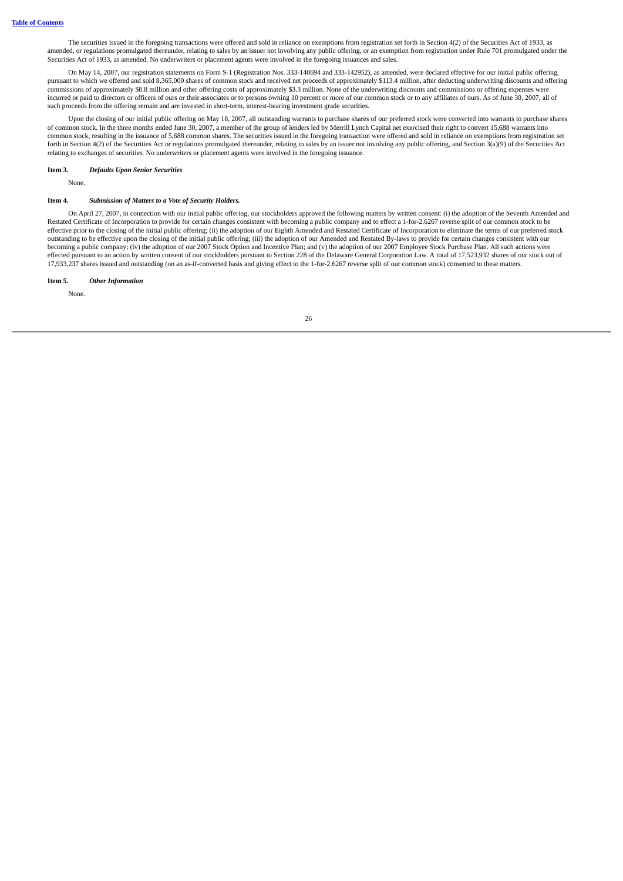The securities issued in the foregoing transactions were offered and sold in reliance on exemptions from registration set forth in Section 4(2) of the Securities Act of 1933, as amended, or regulations promulgated thereunder, relating to sales by an issuer not involving any public offering, or an exemption from registration under Rule 701 promulgated under the Securities Act of 1933, as amended. No underwriters or placement agents were involved in the foregoing issuances and sales.

On May 14, 2007, our registration statements on Form S-1 (Registration Nos. 333-140694 and 333-142952), as amended, were declared effective for our initial public offering, pursuant to which we offered and sold 8,365,000 shares of common stock and received net proceeds of approximately $113.4 million, after deducting underwriting discounts and offering commissions of approximately $8.8 million and other offering costs of approximately $3.3 million. None of the underwriting discounts and commissions or offering expenses were incurred or paid to directors or officers of ours or their associates or to persons owning 10 percent or more of our common stock or to any affiliates of ours. As of June 30, 2007, all of such proceeds from the offering remain and are invested in short-term, interest-bearing investment grade securities.

Upon the closing of our initial public offering on May 18, 2007, all outstanding warrants to purchase shares of our preferred stock were converted into warrants to purchase shares of common stock. In the three months ended June 30, 2007, a member of the group of lenders led by Merrill Lynch Capital net exercised their right to convert 15,688 warrants into common stock, resulting in the issuance of 5,688 common shares. The securities issued in the foregoing transaction were offered and sold in reliance on exemptions from registration set forth in Section 4(2) of the Securities Act or regulations promulgated thereunder, relating to sales by an issuer not involving any public offering, and Section 3(a)(9) of the Securities Act relating to exchanges of securities. No underwriters or placement agents were involved in the foregoing issuance.

### Item 3. *Defaults Upon Senior Securities*

None.

### Item 4. *Submission of Matters to a Vote of Security Holders.*

On April 27, 2007, in connection with our initial public offering, our stockholders approved the following matters by written consent: (i) the adoption of the Seventh Amended and Restated Certificate of Incorporation to provide for certain changes consistent with becoming a public company and to effect a 1-for-2.6267 reverse split of our common stock to be effective prior to the closing of the initial public offering; (ii) the adoption of our Eighth Amended and Restated Certificate of Incorporation to eliminate the terms of our preferred stock outstanding to be effective upon the closing of the initial public offering; (iii) the adoption of our Amended and Restated By-laws to provide for certain changes consistent with our becoming a public company; (iv) the adoption of our 2007 Stock Option and Incentive Plan; and (v) the adoption of our 2007 Employee Stock Purchase Plan. All such actions were effected pursuant to an action by written consent of our stockholders pursuant to Section 228 of the Delaware General Corporation Law. A total of 17,523,932 shares of our stock out of 17,933,237 shares issued and outstanding (on an as-if-converted basis and giving effect to the 1-for-2.6267 reverse split of our common stock) consented to these matters.

### Item 5. *Other Information*

None.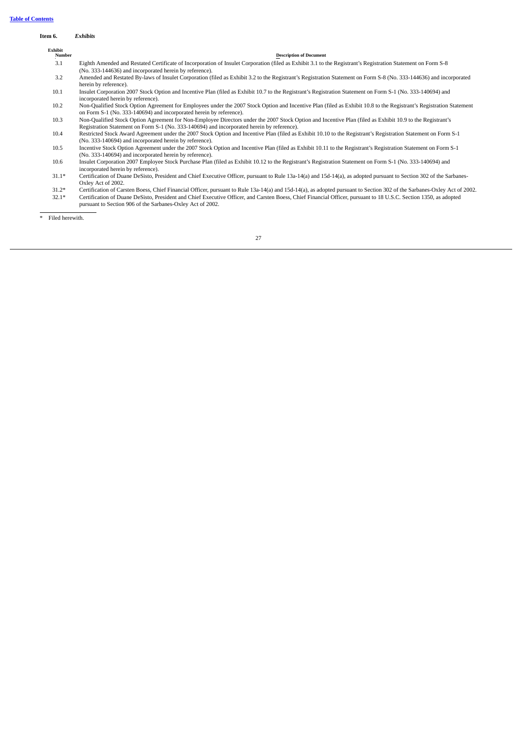**Item 6.** ***Exhibits***

| Exhibit Number | Description of Document |
| --- | --- |
| 3.1 | Eighth Amended and Restated Certificate of Incorporation of Insulet Corporation (filed as Exhibit 3.1 to the Registrant's Registration Statement on Form S-8 (No. 333-144636) and incorporated herein by reference). |
| 3.2 | Amended and Restated By-laws of Insulet Corporation (filed as Exhibit 3.2 to the Registrant's Registration Statement on Form S-8 (No. 333-144636) and incorporated herein by reference). |
| 10.1 | Insulet Corporation 2007 Stock Option and Incentive Plan (filed as Exhibit 10.7 to the Registrant's Registration Statement on Form S-1 (No. 333-140694) and incorporated herein by reference). |
| 10.2 | Non-Qualified Stock Option Agreement for Employees under the 2007 Stock Option and Incentive Plan (filed as Exhibit 10.8 to the Registrant's Registration Statement on Form S-1 (No. 333-140694) and incorporated herein by reference). |
| 10.3 | Non-Qualified Stock Option Agreement for Non-Employee Directors under the 2007 Stock Option and Incentive Plan (filed as Exhibit 10.9 to the Registrant's Registration Statement on Form S-1 (No. 333-140694) and incorporated herein by reference). |
| 10.4 | Restricted Stock Award Agreement under the 2007 Stock Option and Incentive Plan (filed as Exhibit 10.10 to the Registrant's Registration Statement on Form S-1 (No. 333-140694) and incorporated herein by reference). |
| 10.5 | Incentive Stock Option Agreement under the 2007 Stock Option and Incentive Plan (filed as Exhibit 10.11 to the Registrant's Registration Statement on Form S-1 (No. 333-140694) and incorporated herein by reference). |
| 10.6 | Insulet Corporation 2007 Employee Stock Purchase Plan (filed as Exhibit 10.12 to the Registrant's Registration Statement on Form S-1 (No. 333-140694) and incorporated herein by reference). |
| 31.1* | Certification of Duane DeSisto, President and Chief Executive Officer, pursuant to Rule 13a-14(a) and 15d-14(a), as adopted pursuant to Section 302 of the Sarbanes-Oxley Act of 2002. |
| 31.2* | Certification of Carsten Boess, Chief Financial Officer, pursuant to Rule 13a-14(a) and 15d-14(a), as adopted pursuant to Section 302 of the Sarbanes-Oxley Act of 2002. |
| 32.1* | Certification of Duane DeSisto, President and Chief Executive Officer, and Carsten Boess, Chief Financial Officer, pursuant to 18 U.S.C. Section 1350, as adopted pursuant to Section 906 of the Sarbanes-Oxley Act of 2002. |

\* Filed herewith.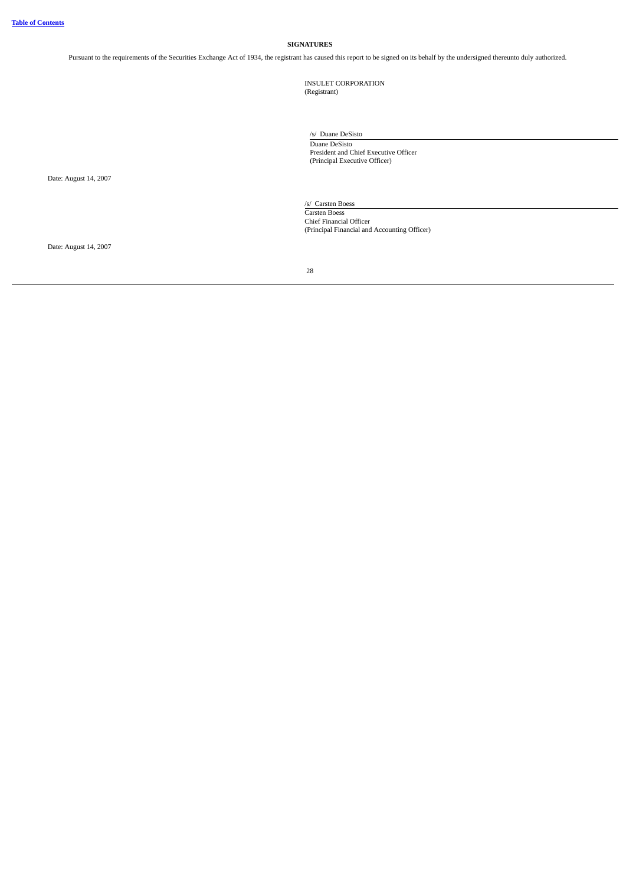## SIGNATURES

Pursuant to the requirements of the Securities Exchange Act of 1934, the registrant has caused this report to be signed on its behalf by the undersigned thereunto duly authorized.

INSULET CORPORATION
(Registrant)

/s/ Duane DeSisto
Duane DeSisto
President and Chief Executive Officer
(Principal Executive Officer)

Date: August 14, 2007

/s/ Carsten Boess
Carsten Boess
Chief Financial Officer
(Principal Financial and Accounting Officer)

Date: August 14, 2007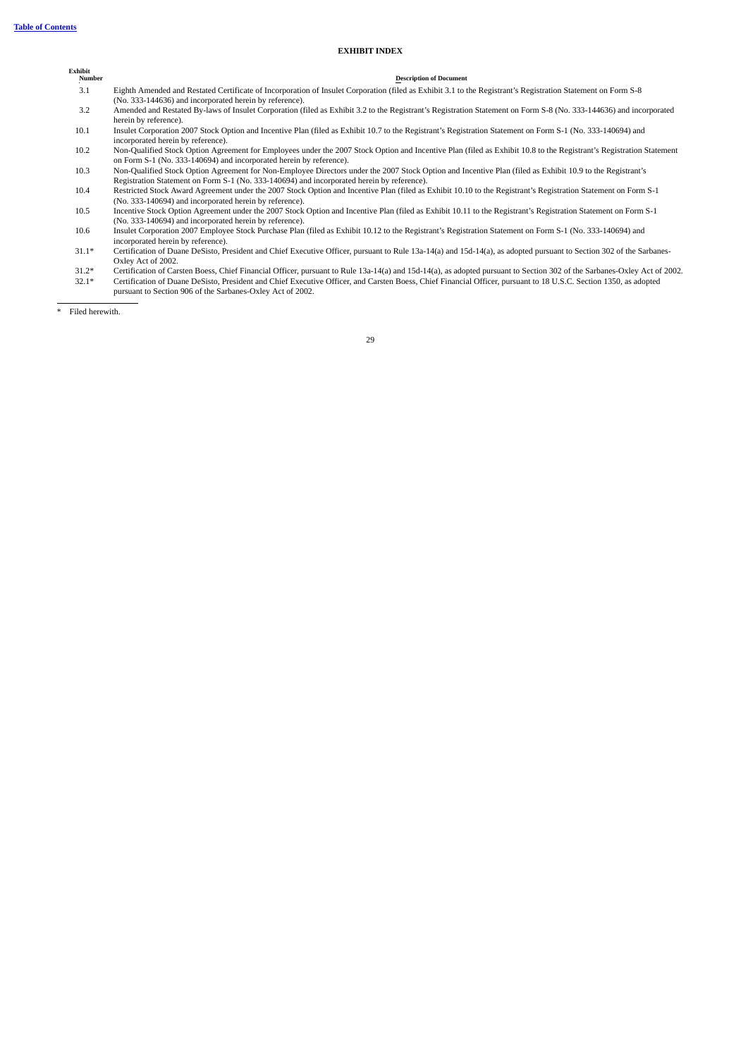[Table of Contents](#)

# EXHIBIT INDEX

| Exhibit Number | Description of Document |
|---|---|
| 3.1 | Eighth Amended and Restated Certificate of Incorporation of Insulet Corporation (filed as Exhibit 3.1 to the Registrant's Registration Statement on Form S-8 (No. 333-144636) and incorporated herein by reference). |
| 3.2 | Amended and Restated By-laws of Insulet Corporation (filed as Exhibit 3.2 to the Registrant's Registration Statement on Form S-8 (No. 333-144636) and incorporated herein by reference). |
| 10.1 | Insulet Corporation 2007 Stock Option and Incentive Plan (filed as Exhibit 10.7 to the Registrant's Registration Statement on Form S-1 (No. 333-140694) and incorporated herein by reference). |
| 10.2 | Non-Qualified Stock Option Agreement for Employees under the 2007 Stock Option and Incentive Plan (filed as Exhibit 10.8 to the Registrant's Registration Statement on Form S-1 (No. 333-140694) and incorporated herein by reference). |
| 10.3 | Non-Qualified Stock Option Agreement for Non-Employee Directors under the 2007 Stock Option and Incentive Plan (filed as Exhibit 10.9 to the Registrant's Registration Statement on Form S-1 (No. 333-140694) and incorporated herein by reference). |
| 10.4 | Restricted Stock Award Agreement under the 2007 Stock Option and Incentive Plan (filed as Exhibit 10.10 to the Registrant's Registration Statement on Form S-1 (No. 333-140694) and incorporated herein by reference). |
| 10.5 | Incentive Stock Option Agreement under the 2007 Stock Option and Incentive Plan (filed as Exhibit 10.11 to the Registrant's Registration Statement on Form S-1 (No. 333-140694) and incorporated herein by reference). |
| 10.6 | Insulet Corporation 2007 Employee Stock Purchase Plan (filed as Exhibit 10.12 to the Registrant's Registration Statement on Form S-1 (No. 333-140694) and incorporated herein by reference). |
| 31.1* | Certification of Duane DeSisto, President and Chief Executive Officer, pursuant to Rule 13a-14(a) and 15d-14(a), as adopted pursuant to Section 302 of the Sarbanes-Oxley Act of 2002. |
| 31.2* | Certification of Carsten Boess, Chief Financial Officer, pursuant to Rule 13a-14(a) and 15d-14(a), as adopted pursuant to Section 302 of the Sarbanes-Oxley Act of 2002. |
| 32.1* | Certification of Duane DeSisto, President and Chief Executive Officer, and Carsten Boess, Chief Financial Officer, pursuant to 18 U.S.C. Section 1350, as adopted pursuant to Section 906 of the Sarbanes-Oxley Act of 2002. |

\* Filed herewith.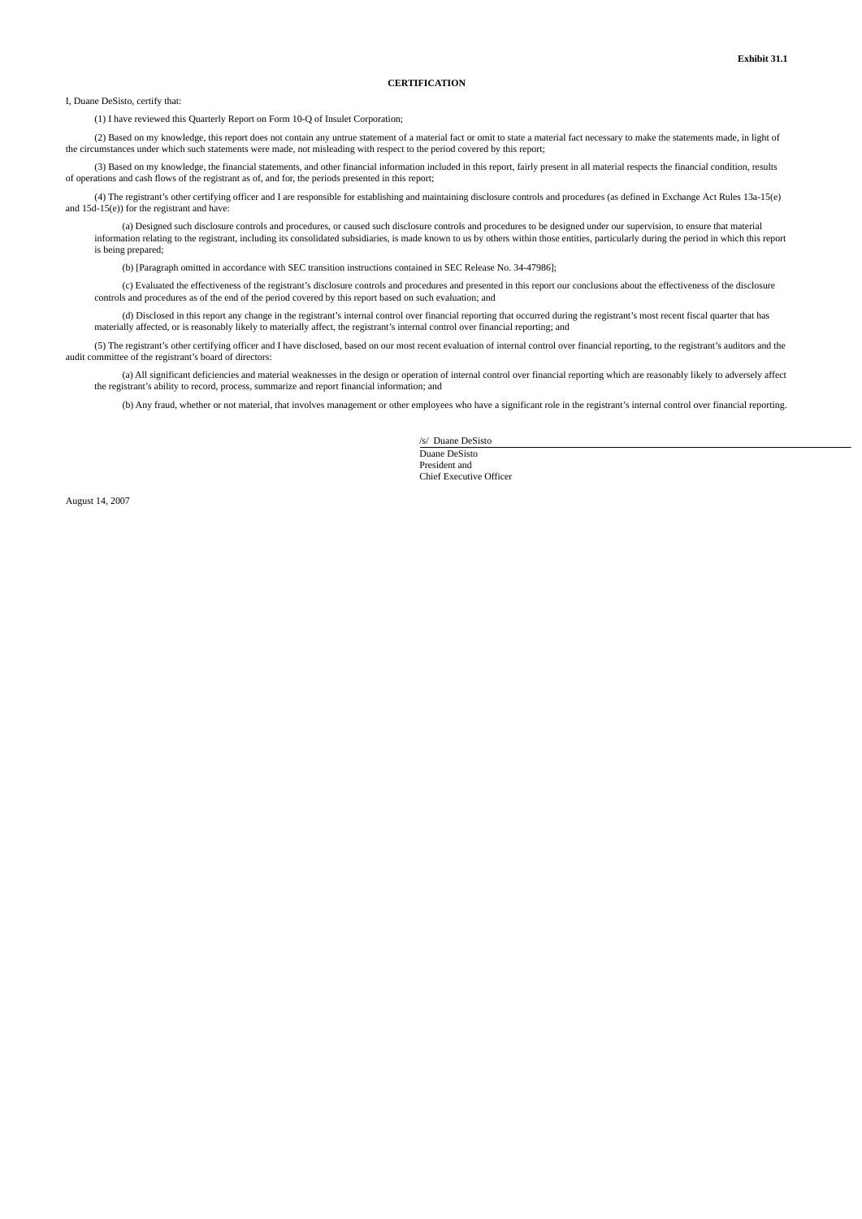**Exhibit 31.1**

**CERTIFICATION**

I, Duane DeSisto, certify that:

(1) I have reviewed this Quarterly Report on Form 10-Q of Insulet Corporation;

(2) Based on my knowledge, this report does not contain any untrue statement of a material fact or omit to state a material fact necessary to make the statements made, in light of the circumstances under which such statements were made, not misleading with respect to the period covered by this report;

(3) Based on my knowledge, the financial statements, and other financial information included in this report, fairly present in all material respects the financial condition, results of operations and cash flows of the registrant as of, and for, the periods presented in this report;

(4) The registrant's other certifying officer and I are responsible for establishing and maintaining disclosure controls and procedures (as defined in Exchange Act Rules 13a-15(e) and 15d-15(e)) for the registrant and have:

(a) Designed such disclosure controls and procedures, or caused such disclosure controls and procedures to be designed under our supervision, to ensure that material information relating to the registrant, including its consolidated subsidiaries, is made known to us by others within those entities, particularly during the period in which this report is being prepared;

(b) [Paragraph omitted in accordance with SEC transition instructions contained in SEC Release No. 34-47986];

(c) Evaluated the effectiveness of the registrant's disclosure controls and procedures and presented in this report our conclusions about the effectiveness of the disclosure controls and procedures as of the end of the period covered by this report based on such evaluation; and

(d) Disclosed in this report any change in the registrant's internal control over financial reporting that occurred during the registrant's most recent fiscal quarter that has materially affected, or is reasonably likely to materially affect, the registrant's internal control over financial reporting; and

(5) The registrant's other certifying officer and I have disclosed, based on our most recent evaluation of internal control over financial reporting, to the registrant's auditors and the audit committee of the registrant's board of directors:

(a) All significant deficiencies and material weaknesses in the design or operation of internal control over financial reporting which are reasonably likely to adversely affect the registrant's ability to record, process, summarize and report financial information; and

(b) Any fraud, whether or not material, that involves management or other employees who have a significant role in the registrant's internal control over financial reporting.

/s/ Duane DeSisto
Duane DeSisto
President and
Chief Executive Officer

August 14, 2007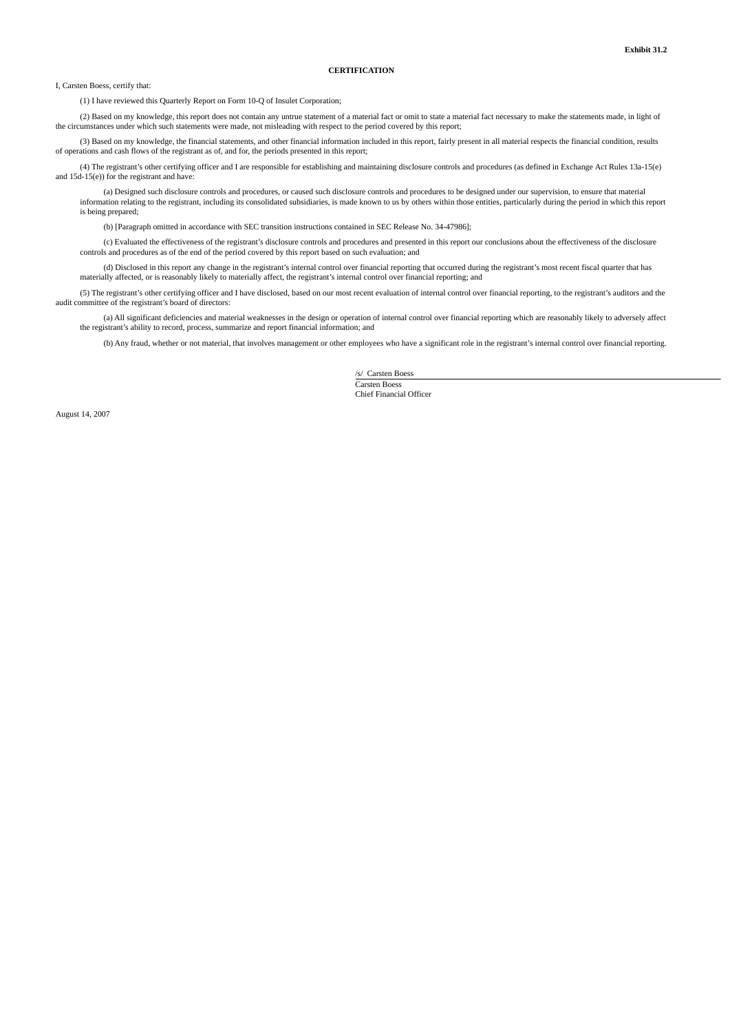**Exhibit 31.2**

**CERTIFICATION**

I, Carsten Boess, certify that:

(1) I have reviewed this Quarterly Report on Form 10-Q of Insulet Corporation;

(2) Based on my knowledge, this report does not contain any untrue statement of a material fact or omit to state a material fact necessary to make the statements made, in light of the circumstances under which such statements were made, not misleading with respect to the period covered by this report;

(3) Based on my knowledge, the financial statements, and other financial information included in this report, fairly present in all material respects the financial condition, results of operations and cash flows of the registrant as of, and for, the periods presented in this report;

(4) The registrant's other certifying officer and I are responsible for establishing and maintaining disclosure controls and procedures (as defined in Exchange Act Rules 13a-15(e) and 15d-15(e)) for the registrant and have:

(a) Designed such disclosure controls and procedures, or caused such disclosure controls and procedures to be designed under our supervision, to ensure that material information relating to the registrant, including its consolidated subsidiaries, is made known to us by others within those entities, particularly during the period in which this report is being prepared;

(b) [Paragraph omitted in accordance with SEC transition instructions contained in SEC Release No. 34-47986];

(c) Evaluated the effectiveness of the registrant's disclosure controls and procedures and presented in this report our conclusions about the effectiveness of the disclosure controls and procedures as of the end of the period covered by this report based on such evaluation; and

(d) Disclosed in this report any change in the registrant's internal control over financial reporting that occurred during the registrant's most recent fiscal quarter that has materially affected, or is reasonably likely to materially affect, the registrant's internal control over financial reporting; and

(5) The registrant's other certifying officer and I have disclosed, based on our most recent evaluation of internal control over financial reporting, to the registrant's auditors and the audit committee of the registrant's board of directors:

(a) All significant deficiencies and material weaknesses in the design or operation of internal control over financial reporting which are reasonably likely to adversely affect the registrant's ability to record, process, summarize and report financial information; and

(b) Any fraud, whether or not material, that involves management or other employees who have a significant role in the registrant's internal control over financial reporting.

/s/ Carsten Boess

Carsten Boess
Chief Financial Officer

August 14, 2007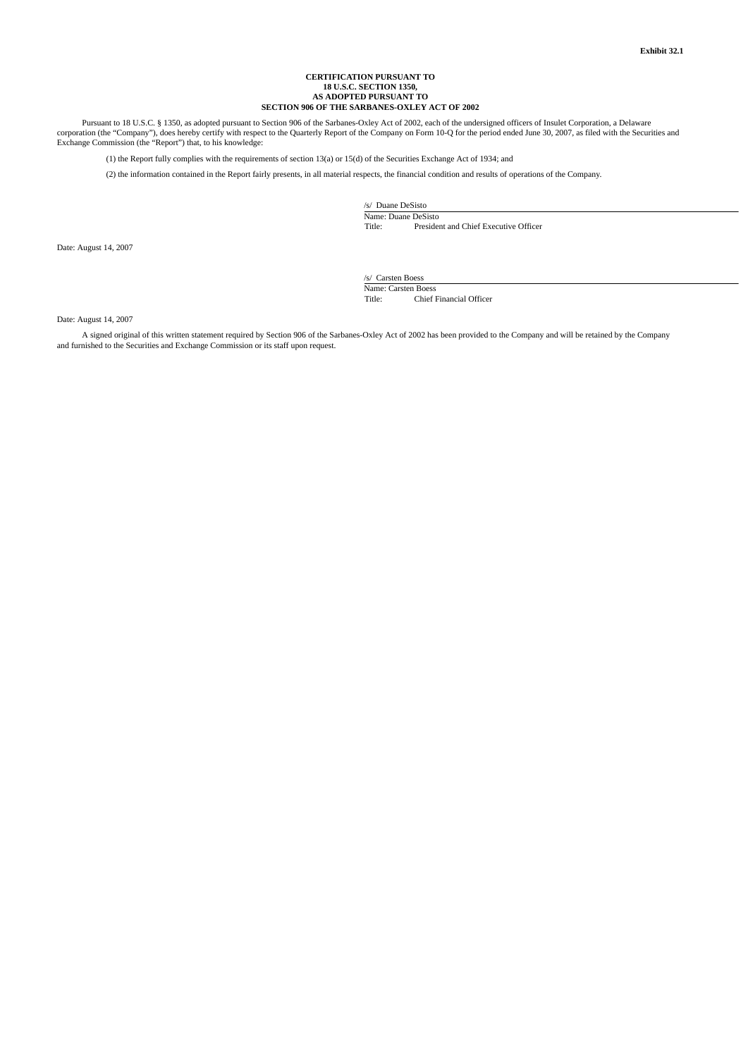**Exhibit 32.1**

**CERTIFICATION PURSUANT TO
18 U.S.C. SECTION 1350,
AS ADOPTED PURSUANT TO
SECTION 906 OF THE SARBANES-OXLEY ACT OF 2002**

Pursuant to 18 U.S.C. § 1350, as adopted pursuant to Section 906 of the Sarbanes-Oxley Act of 2002, each of the undersigned officers of Insulet Corporation, a Delaware corporation (the "Company"), does hereby certify with respect to the Quarterly Report of the Company on Form 10-Q for the period ended June 30, 2007, as filed with the Securities and Exchange Commission (the "Report") that, to his knowledge:

(1) the Report fully complies with the requirements of section 13(a) or 15(d) of the Securities Exchange Act of 1934; and

(2) the information contained in the Report fairly presents, in all material respects, the financial condition and results of operations of the Company.

/s/ Duane DeSisto
Name: Duane DeSisto
Title: President and Chief Executive Officer

Date: August 14, 2007

/s/ Carsten Boess
Name: Carsten Boess
Title: Chief Financial Officer

Date: August 14, 2007

A signed original of this written statement required by Section 906 of the Sarbanes-Oxley Act of 2002 has been provided to the Company and will be retained by the Company and furnished to the Securities and Exchange Commission or its staff upon request.